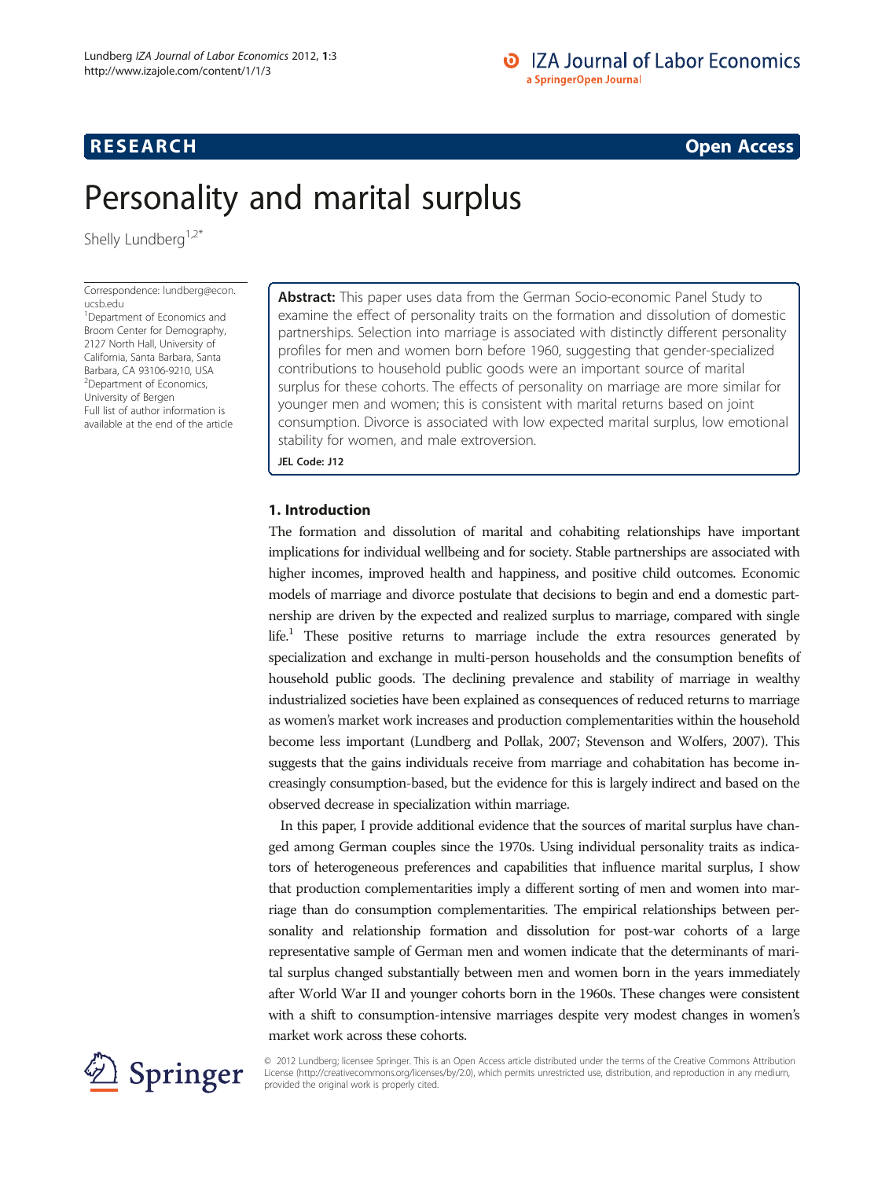**RESEARCH** **Open Access**

# Personality and marital surplus

Shelly Lundberg[1,2*]

Correspondence: lundberg@econ.ucsb.edu
[1]Department of Economics and Broom Center for Demography, 2127 North Hall, University of California, Santa Barbara, Santa Barbara, CA 93106-9210, USA
[2]Department of Economics, University of Bergen
Full list of author information is available at the end of the article

**Abstract:** This paper uses data from the German Socio-economic Panel Study to examine the effect of personality traits on the formation and dissolution of domestic partnerships. Selection into marriage is associated with distinctly different personality profiles for men and women born before 1960, suggesting that gender-specialized contributions to household public goods were an important source of marital surplus for these cohorts. The effects of personality on marriage are more similar for younger men and women; this is consistent with marital returns based on joint consumption. Divorce is associated with low expected marital surplus, low emotional stability for women, and male extroversion.

**JEL Code: J12**

## 1. Introduction

The formation and dissolution of marital and cohabiting relationships have important implications for individual wellbeing and for society. Stable partnerships are associated with higher incomes, improved health and happiness, and positive child outcomes. Economic models of marriage and divorce postulate that decisions to begin and end a domestic partnership are driven by the expected and realized surplus to marriage, compared with single life.[1] These positive returns to marriage include the extra resources generated by specialization and exchange in multi-person households and the consumption benefits of household public goods. The declining prevalence and stability of marriage in wealthy industrialized societies have been explained as consequences of reduced returns to marriage as women's market work increases and production complementarities within the household become less important (Lundberg and Pollak, 2007; Stevenson and Wolfers, 2007). This suggests that the gains individuals receive from marriage and cohabitation has become increasingly consumption-based, but the evidence for this is largely indirect and based on the observed decrease in specialization within marriage.

In this paper, I provide additional evidence that the sources of marital surplus have changed among German couples since the 1970s. Using individual personality traits as indicators of heterogeneous preferences and capabilities that influence marital surplus, I show that production complementarities imply a different sorting of men and women into marriage than do consumption complementarities. The empirical relationships between personality and relationship formation and dissolution for post-war cohorts of a large representative sample of German men and women indicate that the determinants of marital surplus changed substantially between men and women born in the years immediately after World War II and younger cohorts born in the 1960s. These changes were consistent with a shift to consumption-intensive marriages despite very modest changes in women's market work across these cohorts.

© 2012 Lundberg; licensee Springer. This is an Open Access article distributed under the terms of the Creative Commons Attribution License (http://creativecommons.org/licenses/by/2.0), which permits unrestricted use, distribution, and reproduction in any medium, provided the original work is properly cited.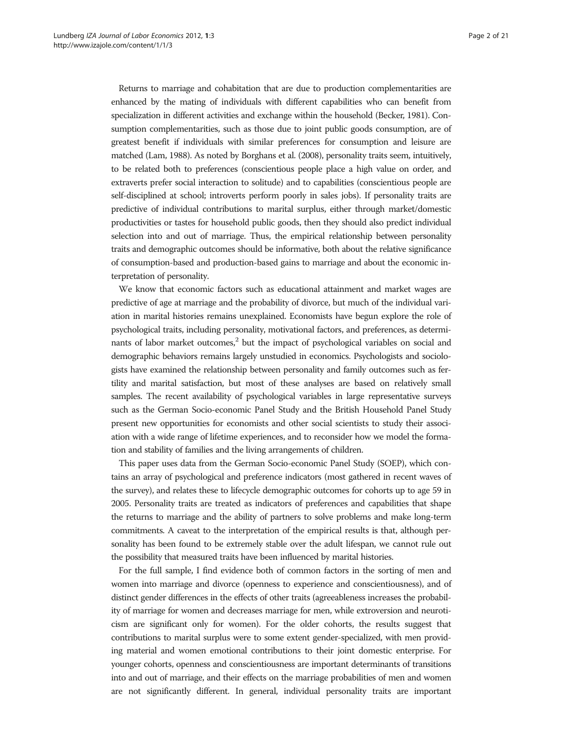Returns to marriage and cohabitation that are due to production complementarities are enhanced by the mating of individuals with different capabilities who can benefit from specialization in different activities and exchange within the household (Becker, 1981). Consumption complementarities, such as those due to joint public goods consumption, are of greatest benefit if individuals with similar preferences for consumption and leisure are matched (Lam, 1988). As noted by Borghans et al. (2008), personality traits seem, intuitively, to be related both to preferences (conscientious people place a high value on order, and extraverts prefer social interaction to solitude) and to capabilities (conscientious people are self-disciplined at school; introverts perform poorly in sales jobs). If personality traits are predictive of individual contributions to marital surplus, either through market/domestic productivities or tastes for household public goods, then they should also predict individual selection into and out of marriage. Thus, the empirical relationship between personality traits and demographic outcomes should be informative, both about the relative significance of consumption-based and production-based gains to marriage and about the economic interpretation of personality.

We know that economic factors such as educational attainment and market wages are predictive of age at marriage and the probability of divorce, but much of the individual variation in marital histories remains unexplained. Economists have begun explore the role of psychological traits, including personality, motivational factors, and preferences, as determinants of labor market outcomes,[2] but the impact of psychological variables on social and demographic behaviors remains largely unstudied in economics. Psychologists and sociologists have examined the relationship between personality and family outcomes such as fertility and marital satisfaction, but most of these analyses are based on relatively small samples. The recent availability of psychological variables in large representative surveys such as the German Socio-economic Panel Study and the British Household Panel Study present new opportunities for economists and other social scientists to study their association with a wide range of lifetime experiences, and to reconsider how we model the formation and stability of families and the living arrangements of children.

This paper uses data from the German Socio-economic Panel Study (SOEP), which contains an array of psychological and preference indicators (most gathered in recent waves of the survey), and relates these to lifecycle demographic outcomes for cohorts up to age 59 in 2005. Personality traits are treated as indicators of preferences and capabilities that shape the returns to marriage and the ability of partners to solve problems and make long-term commitments. A caveat to the interpretation of the empirical results is that, although personality has been found to be extremely stable over the adult lifespan, we cannot rule out the possibility that measured traits have been influenced by marital histories.

For the full sample, I find evidence both of common factors in the sorting of men and women into marriage and divorce (openness to experience and conscientiousness), and of distinct gender differences in the effects of other traits (agreeableness increases the probability of marriage for women and decreases marriage for men, while extroversion and neuroticism are significant only for women). For the older cohorts, the results suggest that contributions to marital surplus were to some extent gender-specialized, with men providing material and women emotional contributions to their joint domestic enterprise. For younger cohorts, openness and conscientiousness are important determinants of transitions into and out of marriage, and their effects on the marriage probabilities of men and women are not significantly different. In general, individual personality traits are important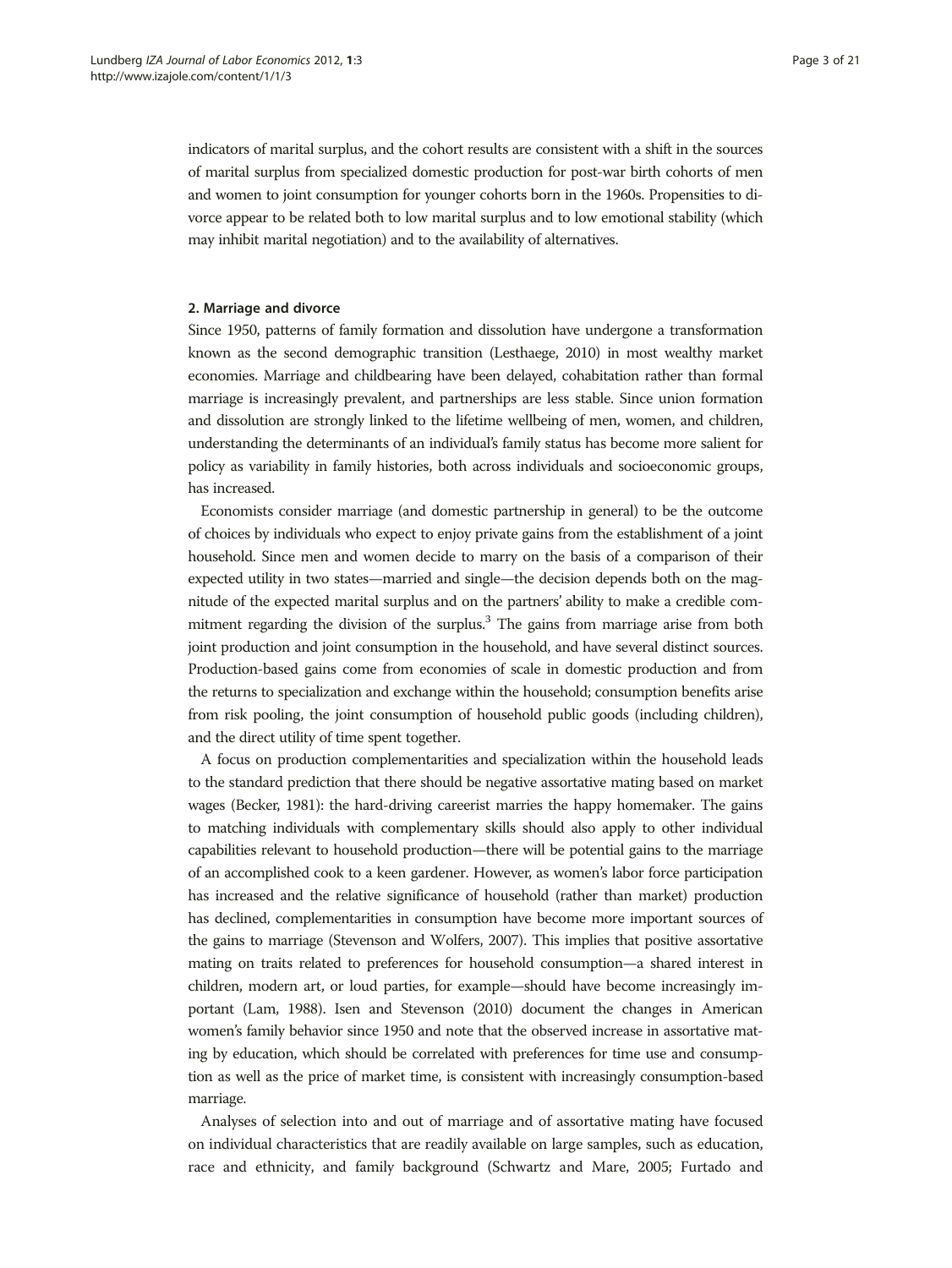indicators of marital surplus, and the cohort results are consistent with a shift in the sources of marital surplus from specialized domestic production for post-war birth cohorts of men and women to joint consumption for younger cohorts born in the 1960s. Propensities to divorce appear to be related both to low marital surplus and to low emotional stability (which may inhibit marital negotiation) and to the availability of alternatives.

## 2. Marriage and divorce

Since 1950, patterns of family formation and dissolution have undergone a transformation known as the second demographic transition (Lesthaege, 2010) in most wealthy market economies. Marriage and childbearing have been delayed, cohabitation rather than formal marriage is increasingly prevalent, and partnerships are less stable. Since union formation and dissolution are strongly linked to the lifetime wellbeing of men, women, and children, understanding the determinants of an individual's family status has become more salient for policy as variability in family histories, both across individuals and socioeconomic groups, has increased.

Economists consider marriage (and domestic partnership in general) to be the outcome of choices by individuals who expect to enjoy private gains from the establishment of a joint household. Since men and women decide to marry on the basis of a comparison of their expected utility in two states—married and single—the decision depends both on the magnitude of the expected marital surplus and on the partners' ability to make a credible commitment regarding the division of the surplus.[3] The gains from marriage arise from both joint production and joint consumption in the household, and have several distinct sources. Production-based gains come from economies of scale in domestic production and from the returns to specialization and exchange within the household; consumption benefits arise from risk pooling, the joint consumption of household public goods (including children), and the direct utility of time spent together.

A focus on production complementarities and specialization within the household leads to the standard prediction that there should be negative assortative mating based on market wages (Becker, 1981): the hard-driving careerist marries the happy homemaker. The gains to matching individuals with complementary skills should also apply to other individual capabilities relevant to household production—there will be potential gains to the marriage of an accomplished cook to a keen gardener. However, as women's labor force participation has increased and the relative significance of household (rather than market) production has declined, complementarities in consumption have become more important sources of the gains to marriage (Stevenson and Wolfers, 2007). This implies that positive assortative mating on traits related to preferences for household consumption—a shared interest in children, modern art, or loud parties, for example—should have become increasingly important (Lam, 1988). Isen and Stevenson (2010) document the changes in American women's family behavior since 1950 and note that the observed increase in assortative mating by education, which should be correlated with preferences for time use and consumption as well as the price of market time, is consistent with increasingly consumption-based marriage.

Analyses of selection into and out of marriage and of assortative mating have focused on individual characteristics that are readily available on large samples, such as education, race and ethnicity, and family background (Schwartz and Mare, 2005; Furtado and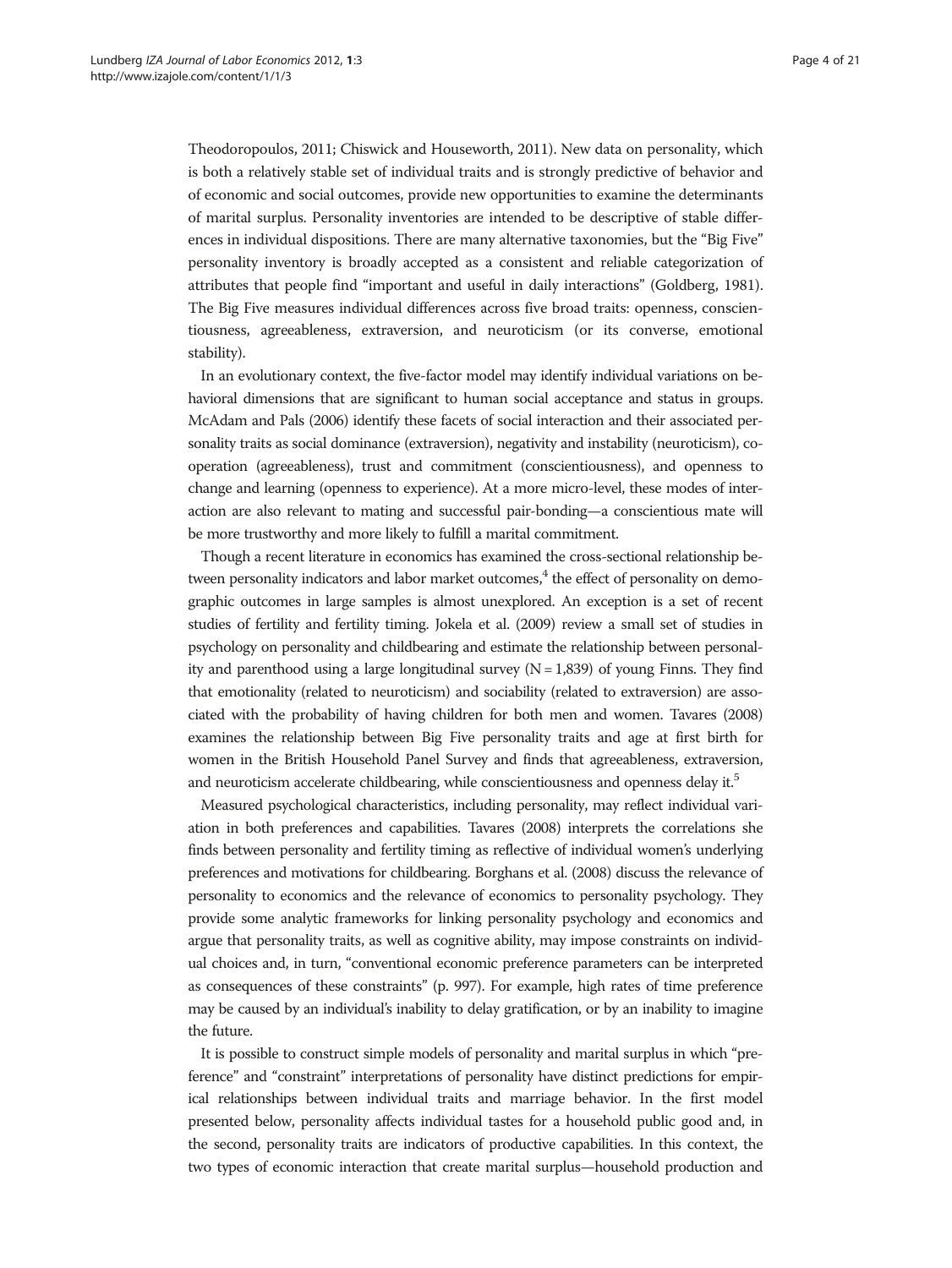Theodoropoulos, 2011; Chiswick and Houseworth, 2011). New data on personality, which is both a relatively stable set of individual traits and is strongly predictive of behavior and of economic and social outcomes, provide new opportunities to examine the determinants of marital surplus. Personality inventories are intended to be descriptive of stable differences in individual dispositions. There are many alternative taxonomies, but the "Big Five" personality inventory is broadly accepted as a consistent and reliable categorization of attributes that people find "important and useful in daily interactions" (Goldberg, 1981). The Big Five measures individual differences across five broad traits: openness, conscientiousness, agreeableness, extraversion, and neuroticism (or its converse, emotional stability).

In an evolutionary context, the five-factor model may identify individual variations on behavioral dimensions that are significant to human social acceptance and status in groups. McAdam and Pals (2006) identify these facets of social interaction and their associated personality traits as social dominance (extraversion), negativity and instability (neuroticism), cooperation (agreeableness), trust and commitment (conscientiousness), and openness to change and learning (openness to experience). At a more micro-level, these modes of interaction are also relevant to mating and successful pair-bonding—a conscientious mate will be more trustworthy and more likely to fulfill a marital commitment.

Though a recent literature in economics has examined the cross-sectional relationship between personality indicators and labor market outcomes,[4] the effect of personality on demographic outcomes in large samples is almost unexplored. An exception is a set of recent studies of fertility and fertility timing. Jokela et al. (2009) review a small set of studies in psychology on personality and childbearing and estimate the relationship between personality and parenthood using a large longitudinal survey (N = 1,839) of young Finns. They find that emotionality (related to neuroticism) and sociability (related to extraversion) are associated with the probability of having children for both men and women. Tavares (2008) examines the relationship between Big Five personality traits and age at first birth for women in the British Household Panel Survey and finds that agreeableness, extraversion, and neuroticism accelerate childbearing, while conscientiousness and openness delay it.[5]

Measured psychological characteristics, including personality, may reflect individual variation in both preferences and capabilities. Tavares (2008) interprets the correlations she finds between personality and fertility timing as reflective of individual women's underlying preferences and motivations for childbearing. Borghans et al. (2008) discuss the relevance of personality to economics and the relevance of economics to personality psychology. They provide some analytic frameworks for linking personality psychology and economics and argue that personality traits, as well as cognitive ability, may impose constraints on individual choices and, in turn, "conventional economic preference parameters can be interpreted as consequences of these constraints" (p. 997). For example, high rates of time preference may be caused by an individual's inability to delay gratification, or by an inability to imagine the future.

It is possible to construct simple models of personality and marital surplus in which "preference" and "constraint" interpretations of personality have distinct predictions for empirical relationships between individual traits and marriage behavior. In the first model presented below, personality affects individual tastes for a household public good and, in the second, personality traits are indicators of productive capabilities. In this context, the two types of economic interaction that create marital surplus—household production and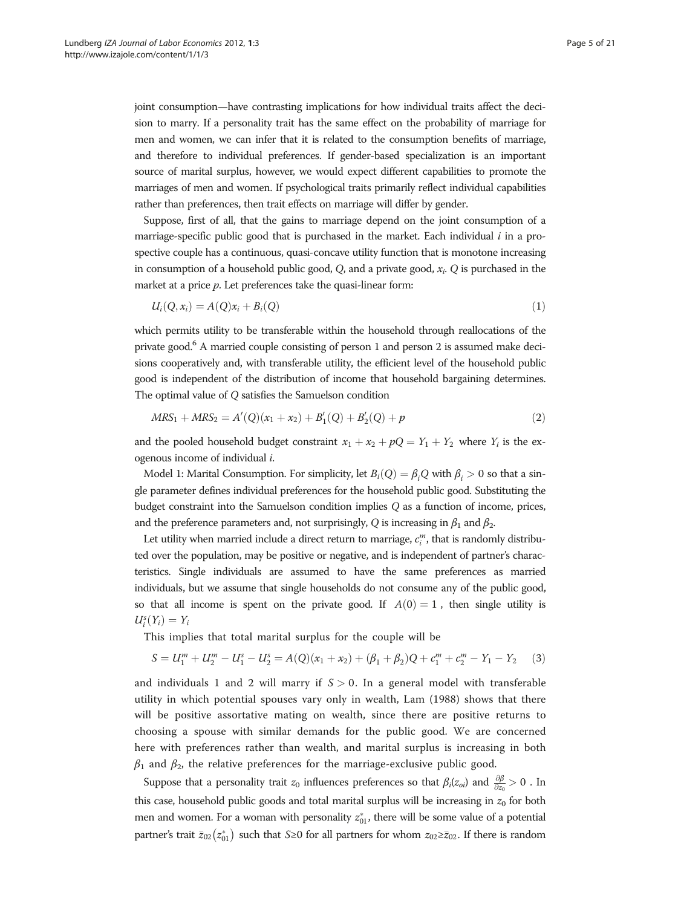joint consumption—have contrasting implications for how individual traits affect the decision to marry. If a personality trait has the same effect on the probability of marriage for men and women, we can infer that it is related to the consumption benefits of marriage, and therefore to individual preferences. If gender-based specialization is an important source of marital surplus, however, we would expect different capabilities to promote the marriages of men and women. If psychological traits primarily reflect individual capabilities rather than preferences, then trait effects on marriage will differ by gender.

Suppose, first of all, that the gains to marriage depend on the joint consumption of a marriage-specific public good that is purchased in the market. Each individual $i$ in a prospective couple has a continuous, quasi-concave utility function that is monotone increasing in consumption of a household public good, $Q$, and a private good, $x_i$. $Q$ is purchased in the market at a price $p$. Let preferences take the quasi-linear form:

$$U_i(Q, x_i) = A(Q)x_i + B_i(Q) \tag{1}$$

which permits utility to be transferable within the household through reallocations of the private good.[6] A married couple consisting of person 1 and person 2 is assumed make decisions cooperatively and, with transferable utility, the efficient level of the household public good is independent of the distribution of income that household bargaining determines. The optimal value of $Q$ satisfies the Samuelson condition

$$MRS_1 + MRS_2 = A'(Q)(x_1 + x_2) + B_1'(Q) + B_2'(Q) + p \tag{2}$$

and the pooled household budget constraint $x_1 + x_2 + pQ = Y_1 + Y_2$ where $Y_i$ is the exogenous income of individual $i$.

Model 1: Marital Consumption. For simplicity, let $B_i(Q) = \beta_i Q$ with $\beta_i > 0$ so that a single parameter defines individual preferences for the household public good. Substituting the budget constraint into the Samuelson condition implies $Q$ as a function of income, prices, and the preference parameters and, not surprisingly, $Q$ is increasing in $\beta_1$ and $\beta_2$.

Let utility when married include a direct return to marriage, $c_i^m$, that is randomly distributed over the population, may be positive or negative, and is independent of partner's characteristics. Single individuals are assumed to have the same preferences as married individuals, but we assume that single households do not consume any of the public good, so that all income is spent on the private good. If $A(0) = 1$, then single utility is $U_i^s(Y_i) = Y_i$

This implies that total marital surplus for the couple will be

$$S = U_1^m + U_2^m - U_1^s - U_2^s = A(Q)(x_1 + x_2) + (\beta_1 + \beta_2)Q + c_1^m + c_2^m - Y_1 - Y_2 \tag{3}$$

and individuals 1 and 2 will marry if $S > 0$. In a general model with transferable utility in which potential spouses vary only in wealth, Lam (1988) shows that there will be positive assortative mating on wealth, since there are positive returns to choosing a spouse with similar demands for the public good. We are concerned here with preferences rather than wealth, and marital surplus is increasing in both $\beta_1$ and $\beta_2$, the relative preferences for the marriage-exclusive public good.

Suppose that a personality trait $z_0$ influences preferences so that $\beta_i(z_{oi})$ and $\frac{\partial \beta}{\partial z_0} > 0$. In this case, household public goods and total marital surplus will be increasing in $z_0$ for both men and women. For a woman with personality $z_{01}^*$, there will be some value of a potential partner's trait $\bar{z}_{02}(z_{01}^*)$ such that $S \geq 0$ for all partners for whom $z_{02} \geq \bar{z}_{02}$. If there is random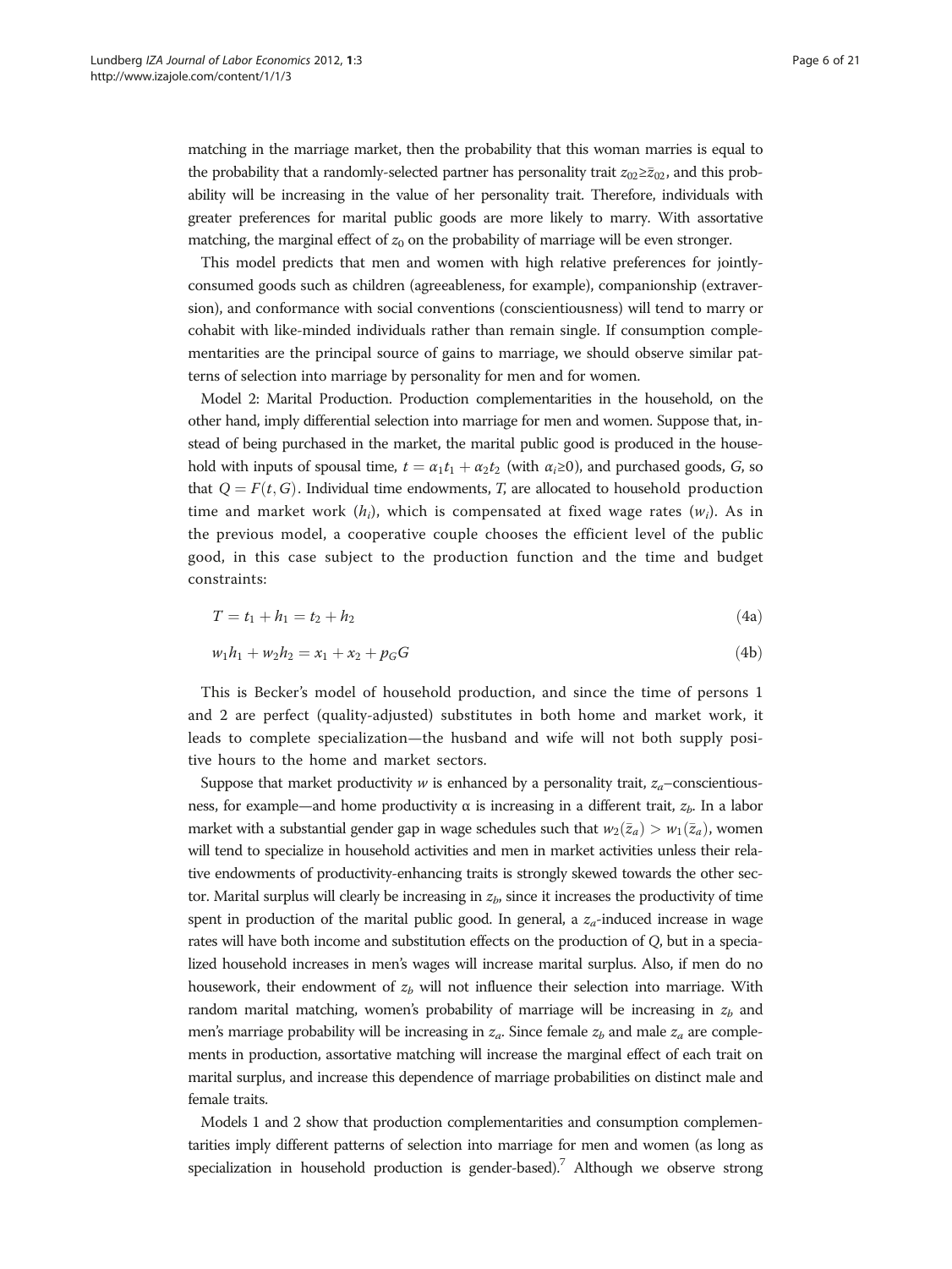matching in the marriage market, then the probability that this woman marries is equal to the probability that a randomly-selected partner has personality trait $z_{02} \geq \bar{z}_{02}$, and this probability will be increasing in the value of her personality trait. Therefore, individuals with greater preferences for marital public goods are more likely to marry. With assortative matching, the marginal effect of $z_0$ on the probability of marriage will be even stronger.

This model predicts that men and women with high relative preferences for jointly-consumed goods such as children (agreeableness, for example), companionship (extraversion), and conformance with social conventions (conscientiousness) will tend to marry or cohabit with like-minded individuals rather than remain single. If consumption complementarities are the principal source of gains to marriage, we should observe similar patterns of selection into marriage by personality for men and for women.

Model 2: Marital Production. Production complementarities in the household, on the other hand, imply differential selection into marriage for men and women. Suppose that, instead of being purchased in the market, the marital public good is produced in the household with inputs of spousal time, $t = \alpha_1 t_1 + \alpha_2 t_2$ (with $\alpha_i \geq 0$), and purchased goods, $G$, so that $Q = F(t, G)$. Individual time endowments, $T$, are allocated to household production time and market work ($h_i$), which is compensated at fixed wage rates ($w_i$). As in the previous model, a cooperative couple chooses the efficient level of the public good, in this case subject to the production function and the time and budget constraints:

$$T = t_1 + h_1 = t_2 + h_2 \tag{4a}$$

$$w_1 h_1 + w_2 h_2 = x_1 + x_2 + p_G G \tag{4b}$$

This is Becker's model of household production, and since the time of persons 1 and 2 are perfect (quality-adjusted) substitutes in both home and market work, it leads to complete specialization—the husband and wife will not both supply positive hours to the home and market sectors.

Suppose that market productivity $w$ is enhanced by a personality trait, $z_a$–conscientiousness, for example—and home productivity α is increasing in a different trait, $z_b$. In a labor market with a substantial gender gap in wage schedules such that $w_2(\bar{z}_a) > w_1(\bar{z}_a)$, women will tend to specialize in household activities and men in market activities unless their relative endowments of productivity-enhancing traits is strongly skewed towards the other sector. Marital surplus will clearly be increasing in $z_b$, since it increases the productivity of time spent in production of the marital public good. In general, a $z_a$-induced increase in wage rates will have both income and substitution effects on the production of $Q$, but in a specialized household increases in men's wages will increase marital surplus. Also, if men do no housework, their endowment of $z_b$ will not influence their selection into marriage. With random marital matching, women's probability of marriage will be increasing in $z_b$ and men's marriage probability will be increasing in $z_a$. Since female $z_b$ and male $z_a$ are complements in production, assortative matching will increase the marginal effect of each trait on marital surplus, and increase this dependence of marriage probabilities on distinct male and female traits.

Models 1 and 2 show that production complementarities and consumption complementarities imply different patterns of selection into marriage for men and women (as long as specialization in household production is gender-based).[7] Although we observe strong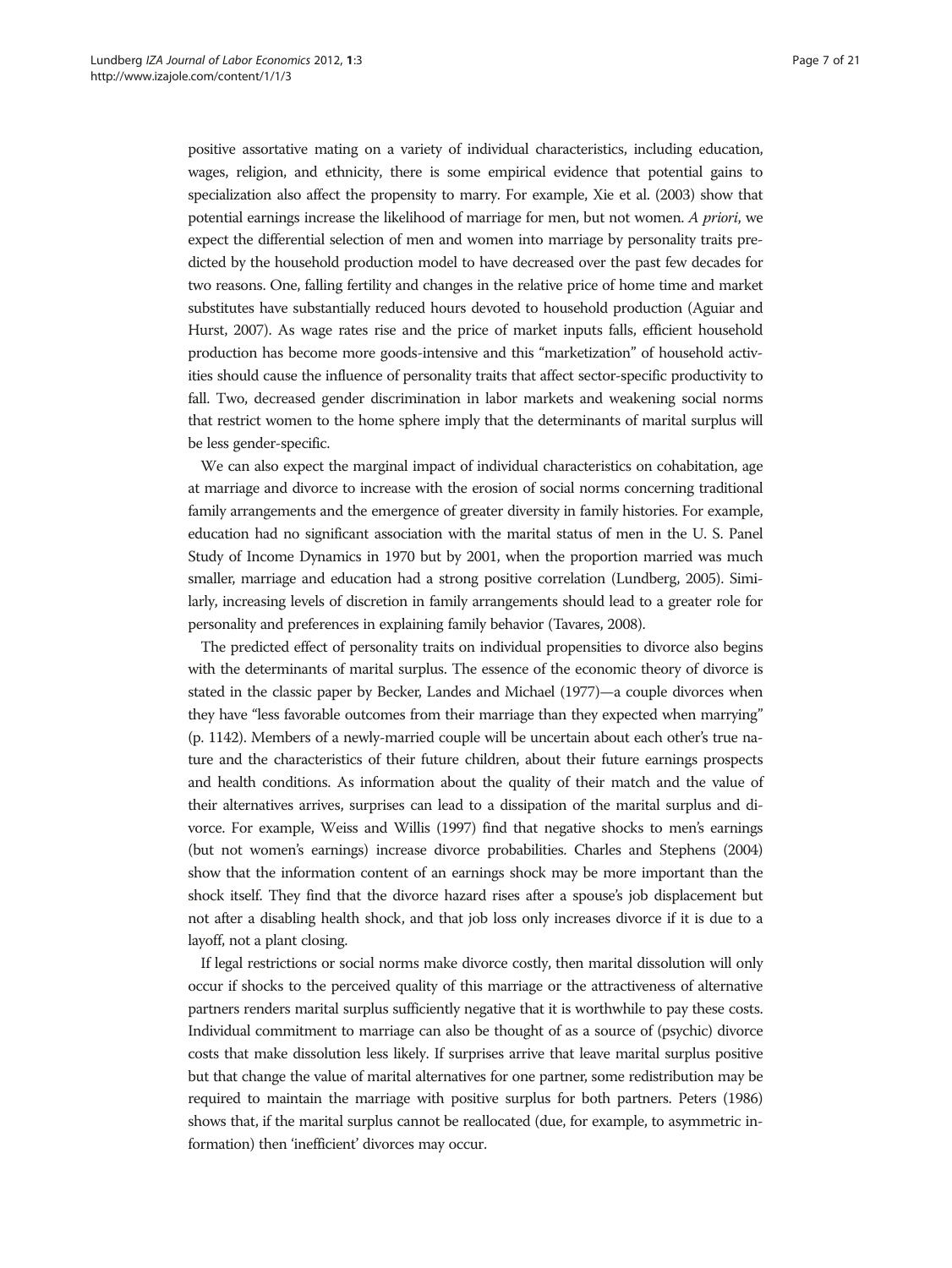positive assortative mating on a variety of individual characteristics, including education, wages, religion, and ethnicity, there is some empirical evidence that potential gains to specialization also affect the propensity to marry. For example, Xie et al. (2003) show that potential earnings increase the likelihood of marriage for men, but not women. *A priori*, we expect the differential selection of men and women into marriage by personality traits predicted by the household production model to have decreased over the past few decades for two reasons. One, falling fertility and changes in the relative price of home time and market substitutes have substantially reduced hours devoted to household production (Aguiar and Hurst, 2007). As wage rates rise and the price of market inputs falls, efficient household production has become more goods-intensive and this "marketization" of household activities should cause the influence of personality traits that affect sector-specific productivity to fall. Two, decreased gender discrimination in labor markets and weakening social norms that restrict women to the home sphere imply that the determinants of marital surplus will be less gender-specific.

We can also expect the marginal impact of individual characteristics on cohabitation, age at marriage and divorce to increase with the erosion of social norms concerning traditional family arrangements and the emergence of greater diversity in family histories. For example, education had no significant association with the marital status of men in the U. S. Panel Study of Income Dynamics in 1970 but by 2001, when the proportion married was much smaller, marriage and education had a strong positive correlation (Lundberg, 2005). Similarly, increasing levels of discretion in family arrangements should lead to a greater role for personality and preferences in explaining family behavior (Tavares, 2008).

The predicted effect of personality traits on individual propensities to divorce also begins with the determinants of marital surplus. The essence of the economic theory of divorce is stated in the classic paper by Becker, Landes and Michael (1977)—a couple divorces when they have "less favorable outcomes from their marriage than they expected when marrying" (p. 1142). Members of a newly-married couple will be uncertain about each other's true nature and the characteristics of their future children, about their future earnings prospects and health conditions. As information about the quality of their match and the value of their alternatives arrives, surprises can lead to a dissipation of the marital surplus and divorce. For example, Weiss and Willis (1997) find that negative shocks to men's earnings (but not women's earnings) increase divorce probabilities. Charles and Stephens (2004) show that the information content of an earnings shock may be more important than the shock itself. They find that the divorce hazard rises after a spouse's job displacement but not after a disabling health shock, and that job loss only increases divorce if it is due to a layoff, not a plant closing.

If legal restrictions or social norms make divorce costly, then marital dissolution will only occur if shocks to the perceived quality of this marriage or the attractiveness of alternative partners renders marital surplus sufficiently negative that it is worthwhile to pay these costs. Individual commitment to marriage can also be thought of as a source of (psychic) divorce costs that make dissolution less likely. If surprises arrive that leave marital surplus positive but that change the value of marital alternatives for one partner, some redistribution may be required to maintain the marriage with positive surplus for both partners. Peters (1986) shows that, if the marital surplus cannot be reallocated (due, for example, to asymmetric information) then 'inefficient' divorces may occur.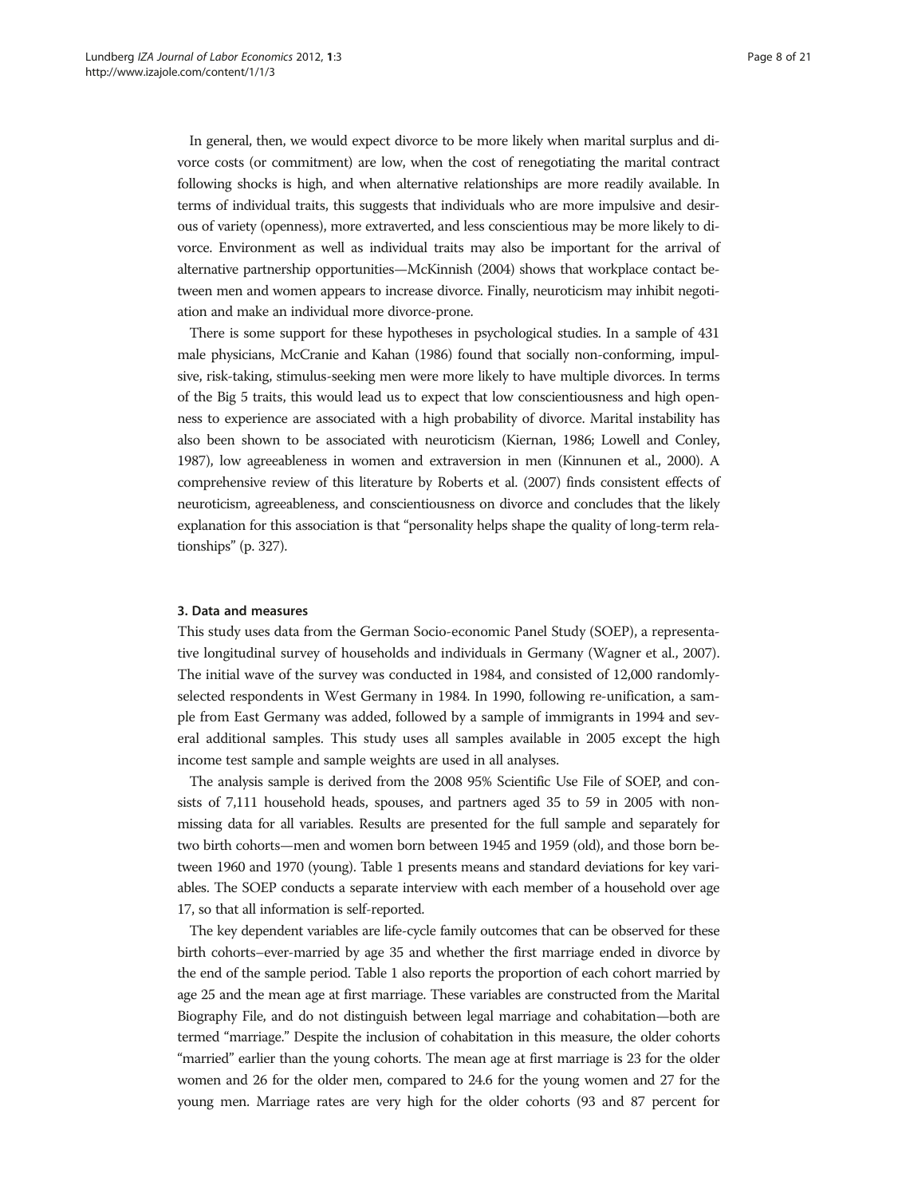In general, then, we would expect divorce to be more likely when marital surplus and divorce costs (or commitment) are low, when the cost of renegotiating the marital contract following shocks is high, and when alternative relationships are more readily available. In terms of individual traits, this suggests that individuals who are more impulsive and desirous of variety (openness), more extraverted, and less conscientious may be more likely to divorce. Environment as well as individual traits may also be important for the arrival of alternative partnership opportunities—McKinnish (2004) shows that workplace contact between men and women appears to increase divorce. Finally, neuroticism may inhibit negotiation and make an individual more divorce-prone.

There is some support for these hypotheses in psychological studies. In a sample of 431 male physicians, McCranie and Kahan (1986) found that socially non-conforming, impulsive, risk-taking, stimulus-seeking men were more likely to have multiple divorces. In terms of the Big 5 traits, this would lead us to expect that low conscientiousness and high openness to experience are associated with a high probability of divorce. Marital instability has also been shown to be associated with neuroticism (Kiernan, 1986; Lowell and Conley, 1987), low agreeableness in women and extraversion in men (Kinnunen et al., 2000). A comprehensive review of this literature by Roberts et al. (2007) finds consistent effects of neuroticism, agreeableness, and conscientiousness on divorce and concludes that the likely explanation for this association is that "personality helps shape the quality of long-term relationships" (p. 327).

### 3. Data and measures

This study uses data from the German Socio-economic Panel Study (SOEP), a representative longitudinal survey of households and individuals in Germany (Wagner et al., 2007). The initial wave of the survey was conducted in 1984, and consisted of 12,000 randomly-selected respondents in West Germany in 1984. In 1990, following re-unification, a sample from East Germany was added, followed by a sample of immigrants in 1994 and several additional samples. This study uses all samples available in 2005 except the high income test sample and sample weights are used in all analyses.

The analysis sample is derived from the 2008 95% Scientific Use File of SOEP, and consists of 7,111 household heads, spouses, and partners aged 35 to 59 in 2005 with non-missing data for all variables. Results are presented for the full sample and separately for two birth cohorts—men and women born between 1945 and 1959 (old), and those born between 1960 and 1970 (young). Table 1 presents means and standard deviations for key variables. The SOEP conducts a separate interview with each member of a household over age 17, so that all information is self-reported.

The key dependent variables are life-cycle family outcomes that can be observed for these birth cohorts–ever-married by age 35 and whether the first marriage ended in divorce by the end of the sample period. Table 1 also reports the proportion of each cohort married by age 25 and the mean age at first marriage. These variables are constructed from the Marital Biography File, and do not distinguish between legal marriage and cohabitation—both are termed "marriage." Despite the inclusion of cohabitation in this measure, the older cohorts "married" earlier than the young cohorts. The mean age at first marriage is 23 for the older women and 26 for the older men, compared to 24.6 for the young women and 27 for the young men. Marriage rates are very high for the older cohorts (93 and 87 percent for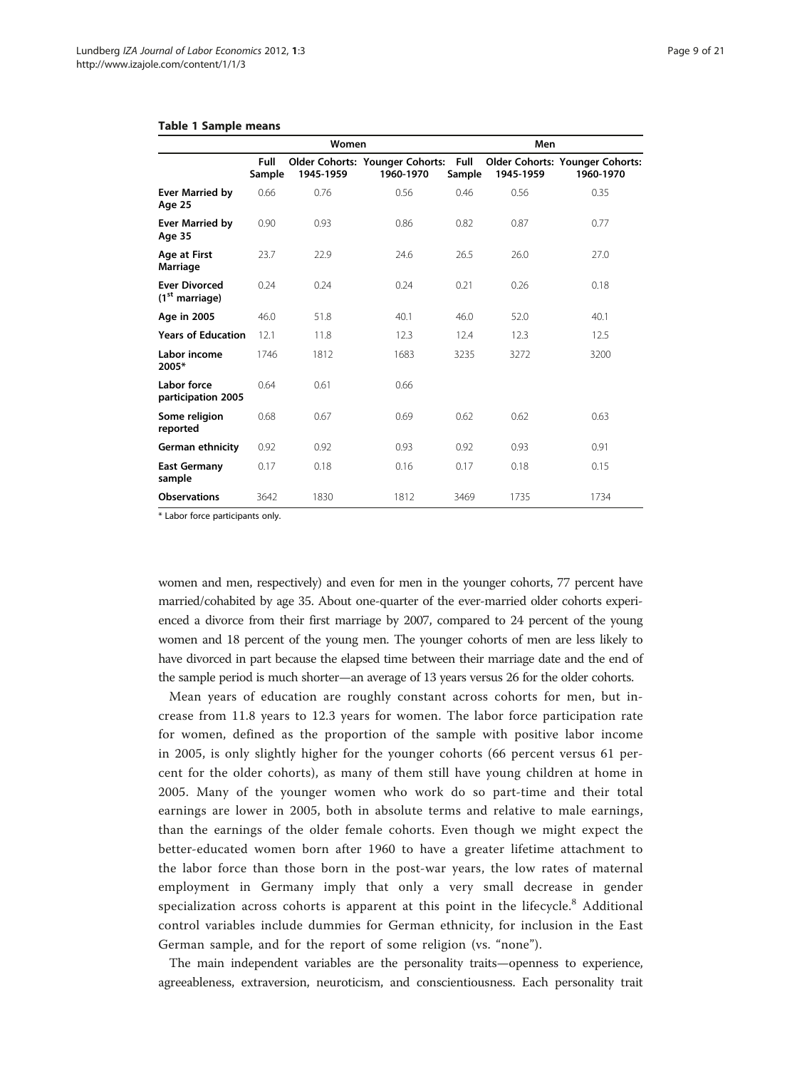**Table 1 Sample means**

| | Women | | | Men | | |
|---|---|---|---|---|---|---|
| | Full Sample | Older Cohorts: 1945-1959 | Younger Cohorts: 1960-1970 | Full Sample | Older Cohorts: 1945-1959 | Younger Cohorts: 1960-1970 |
| **Ever Married by Age 25** | 0.66 | 0.76 | 0.56 | 0.46 | 0.56 | 0.35 |
| **Ever Married by Age 35** | 0.90 | 0.93 | 0.86 | 0.82 | 0.87 | 0.77 |
| **Age at First Marriage** | 23.7 | 22.9 | 24.6 | 26.5 | 26.0 | 27.0 |
| **Ever Divorced (1st marriage)** | 0.24 | 0.24 | 0.24 | 0.21 | 0.26 | 0.18 |
| **Age in 2005** | 46.0 | 51.8 | 40.1 | 46.0 | 52.0 | 40.1 |
| **Years of Education** | 12.1 | 11.8 | 12.3 | 12.4 | 12.3 | 12.5 |
| **Labor income 2005*** | 1746 | 1812 | 1683 | 3235 | 3272 | 3200 |
| **Labor force participation 2005** | 0.64 | 0.61 | 0.66 | | | |
| **Some religion reported** | 0.68 | 0.67 | 0.69 | 0.62 | 0.62 | 0.63 |
| **German ethnicity** | 0.92 | 0.92 | 0.93 | 0.92 | 0.93 | 0.91 |
| **East Germany sample** | 0.17 | 0.18 | 0.16 | 0.17 | 0.18 | 0.15 |
| **Observations** | 3642 | 1830 | 1812 | 3469 | 1735 | 1734 |

* Labor force participants only.

women and men, respectively) and even for men in the younger cohorts, 77 percent have married/cohabited by age 35. About one-quarter of the ever-married older cohorts experienced a divorce from their first marriage by 2007, compared to 24 percent of the young women and 18 percent of the young men. The younger cohorts of men are less likely to have divorced in part because the elapsed time between their marriage date and the end of the sample period is much shorter—an average of 13 years versus 26 for the older cohorts.

Mean years of education are roughly constant across cohorts for men, but increase from 11.8 years to 12.3 years for women. The labor force participation rate for women, defined as the proportion of the sample with positive labor income in 2005, is only slightly higher for the younger cohorts (66 percent versus 61 percent for the older cohorts), as many of them still have young children at home in 2005. Many of the younger women who work do so part-time and their total earnings are lower in 2005, both in absolute terms and relative to male earnings, than the earnings of the older female cohorts. Even though we might expect the better-educated women born after 1960 to have a greater lifetime attachment to the labor force than those born in the post-war years, the low rates of maternal employment in Germany imply that only a very small decrease in gender specialization across cohorts is apparent at this point in the lifecycle.[8] Additional control variables include dummies for German ethnicity, for inclusion in the East German sample, and for the report of some religion (vs. "none").

The main independent variables are the personality traits—openness to experience, agreeableness, extraversion, neuroticism, and conscientiousness. Each personality trait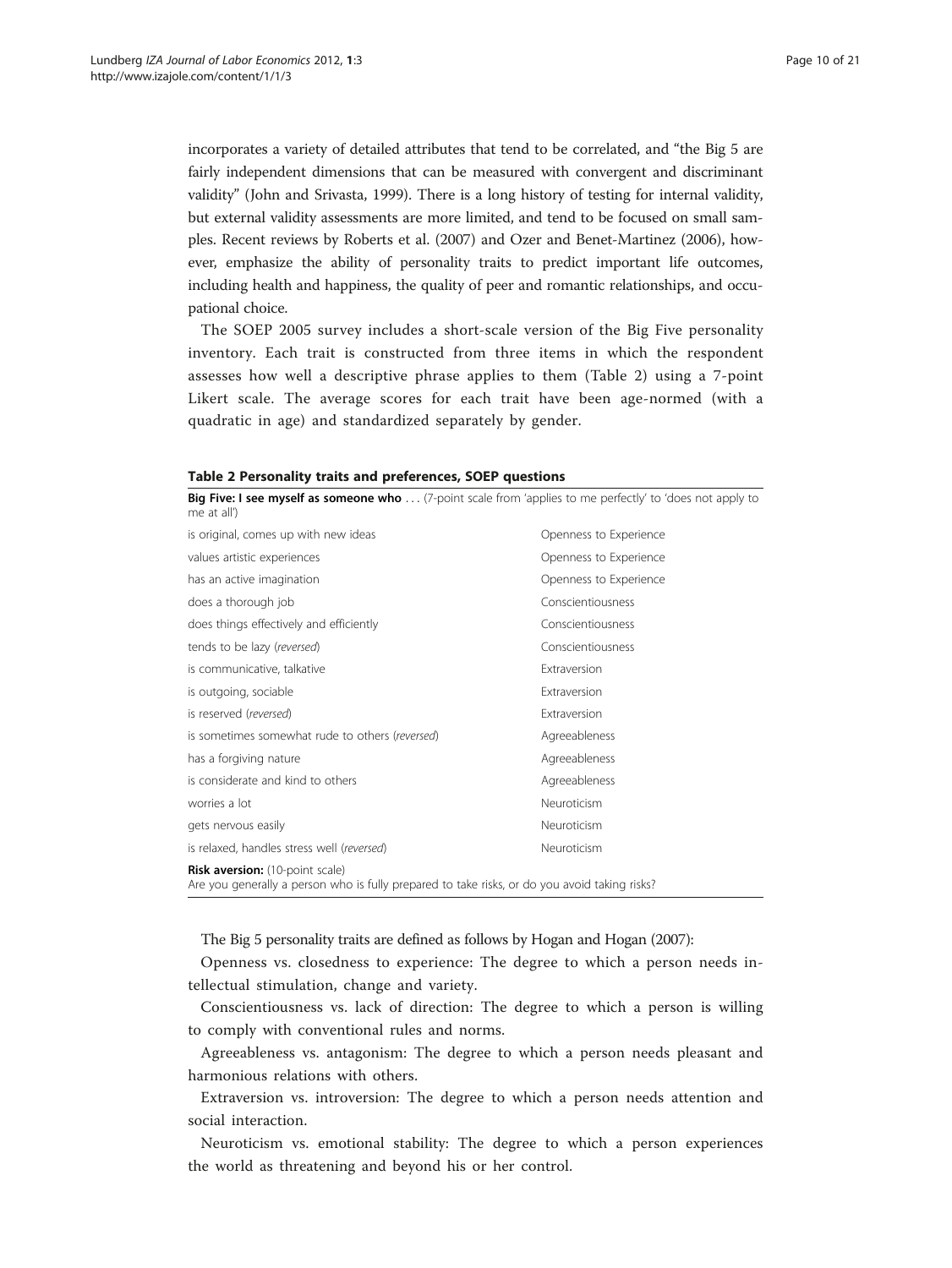incorporates a variety of detailed attributes that tend to be correlated, and "the Big 5 are fairly independent dimensions that can be measured with convergent and discriminant validity" (John and Srivasta, 1999). There is a long history of testing for internal validity, but external validity assessments are more limited, and tend to be focused on small samples. Recent reviews by Roberts et al. (2007) and Ozer and Benet-Martinez (2006), however, emphasize the ability of personality traits to predict important life outcomes, including health and happiness, the quality of peer and romantic relationships, and occupational choice.

The SOEP 2005 survey includes a short-scale version of the Big Five personality inventory. Each trait is constructed from three items in which the respondent assesses how well a descriptive phrase applies to them (Table 2) using a 7-point Likert scale. The average scores for each trait have been age-normed (with a quadratic in age) and standardized separately by gender.

**Table 2 Personality traits and preferences, SOEP questions**

| **Big Five: I see myself as someone who** ... (7-point scale from 'applies to me perfectly' to 'does not apply to me at all') | |
|---|---|
| is original, comes up with new ideas | Openness to Experience |
| values artistic experiences | Openness to Experience |
| has an active imagination | Openness to Experience |
| does a thorough job | Conscientiousness |
| does things effectively and efficiently | Conscientiousness |
| tends to be lazy (*reversed*) | Conscientiousness |
| is communicative, talkative | Extraversion |
| is outgoing, sociable | Extraversion |
| is reserved (*reversed*) | Extraversion |
| is sometimes somewhat rude to others (*reversed*) | Agreeableness |
| has a forgiving nature | Agreeableness |
| is considerate and kind to others | Agreeableness |
| worries a lot | Neuroticism |
| gets nervous easily | Neuroticism |
| is relaxed, handles stress well (*reversed*) | Neuroticism |
| **Risk aversion:** (10-point scale) Are you generally a person who is fully prepared to take risks, or do you avoid taking risks? | |

The Big 5 personality traits are defined as follows by Hogan and Hogan (2007):

Openness vs. closedness to experience: The degree to which a person needs intellectual stimulation, change and variety.

Conscientiousness vs. lack of direction: The degree to which a person is willing to comply with conventional rules and norms.

Agreeableness vs. antagonism: The degree to which a person needs pleasant and harmonious relations with others.

Extraversion vs. introversion: The degree to which a person needs attention and social interaction.

Neuroticism vs. emotional stability: The degree to which a person experiences the world as threatening and beyond his or her control.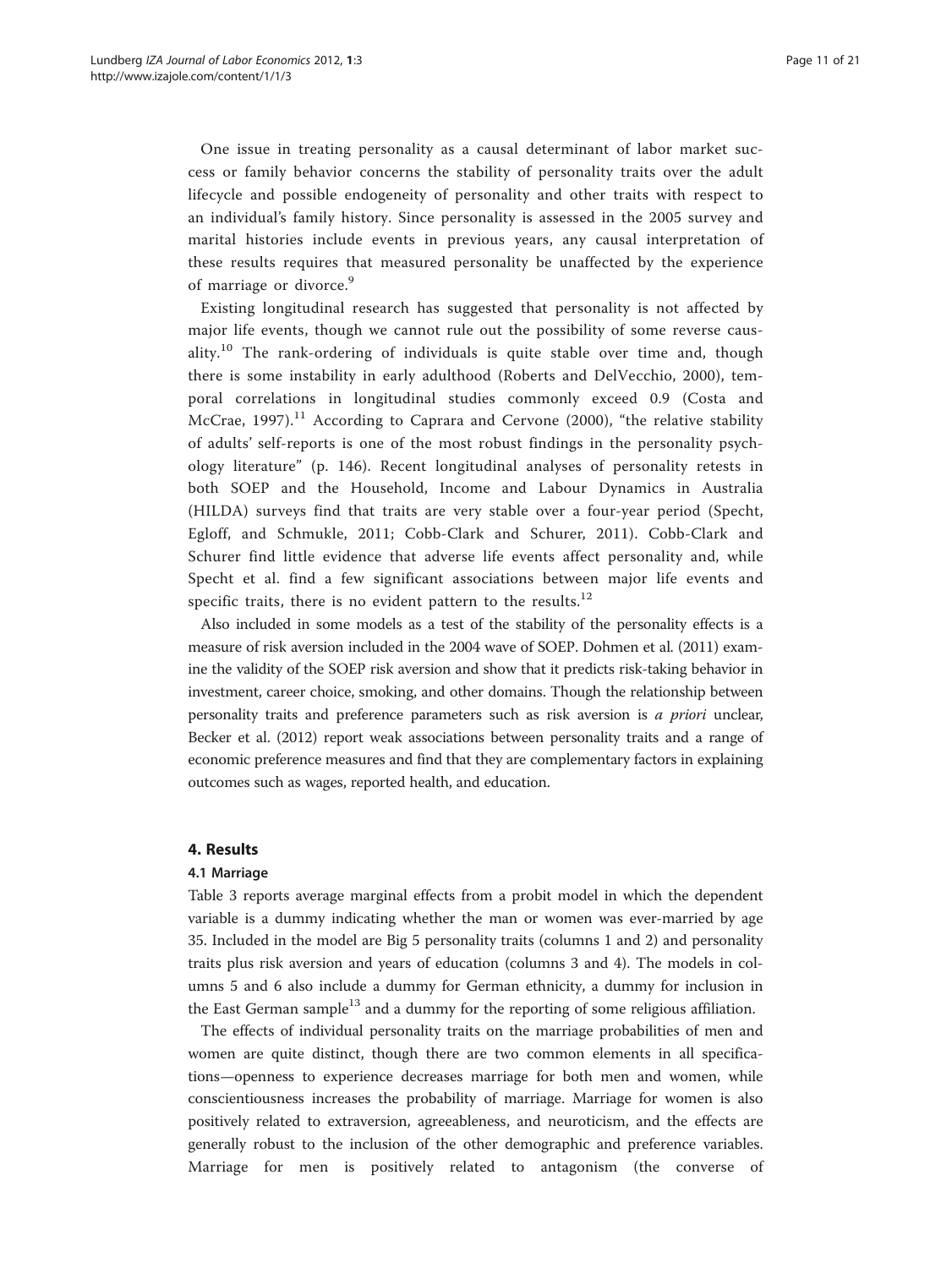One issue in treating personality as a causal determinant of labor market success or family behavior concerns the stability of personality traits over the adult lifecycle and possible endogeneity of personality and other traits with respect to an individual's family history. Since personality is assessed in the 2005 survey and marital histories include events in previous years, any causal interpretation of these results requires that measured personality be unaffected by the experience of marriage or divorce.[9]

Existing longitudinal research has suggested that personality is not affected by major life events, though we cannot rule out the possibility of some reverse causality.[10] The rank-ordering of individuals is quite stable over time and, though there is some instability in early adulthood (Roberts and DelVecchio, 2000), temporal correlations in longitudinal studies commonly exceed 0.9 (Costa and McCrae, 1997).[11] According to Caprara and Cervone (2000), "the relative stability of adults' self-reports is one of the most robust findings in the personality psychology literature" (p. 146). Recent longitudinal analyses of personality retests in both SOEP and the Household, Income and Labour Dynamics in Australia (HILDA) surveys find that traits are very stable over a four-year period (Specht, Egloff, and Schmukle, 2011; Cobb-Clark and Schurer, 2011). Cobb-Clark and Schurer find little evidence that adverse life events affect personality and, while Specht et al. find a few significant associations between major life events and specific traits, there is no evident pattern to the results.[12]

Also included in some models as a test of the stability of the personality effects is a measure of risk aversion included in the 2004 wave of SOEP. Dohmen et al. (2011) examine the validity of the SOEP risk aversion and show that it predicts risk-taking behavior in investment, career choice, smoking, and other domains. Though the relationship between personality traits and preference parameters such as risk aversion is *a priori* unclear, Becker et al. (2012) report weak associations between personality traits and a range of economic preference measures and find that they are complementary factors in explaining outcomes such as wages, reported health, and education.

## 4. Results

### 4.1 Marriage

Table 3 reports average marginal effects from a probit model in which the dependent variable is a dummy indicating whether the man or women was ever-married by age 35. Included in the model are Big 5 personality traits (columns 1 and 2) and personality traits plus risk aversion and years of education (columns 3 and 4). The models in columns 5 and 6 also include a dummy for German ethnicity, a dummy for inclusion in the East German sample[13] and a dummy for the reporting of some religious affiliation.

The effects of individual personality traits on the marriage probabilities of men and women are quite distinct, though there are two common elements in all specifications—openness to experience decreases marriage for both men and women, while conscientiousness increases the probability of marriage. Marriage for women is also positively related to extraversion, agreeableness, and neuroticism, and the effects are generally robust to the inclusion of the other demographic and preference variables. Marriage for men is positively related to antagonism (the converse of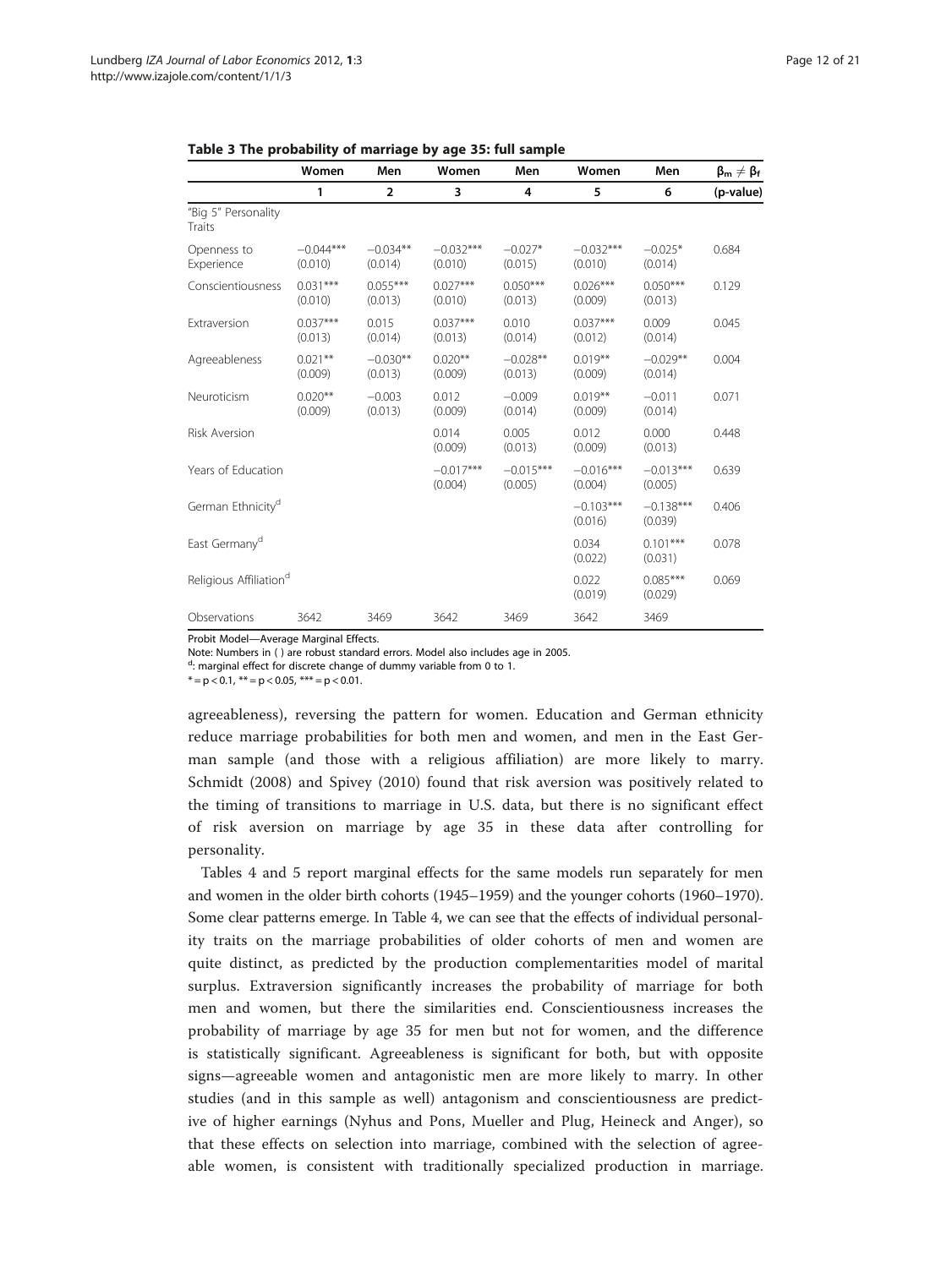**Table 3 The probability of marriage by age 35: full sample**

| | Women | Men | Women | Men | Women | Men | $\beta_m \neq \beta_f$ |
|---|---|---|---|---|---|---|---|
| | 1 | 2 | 3 | 4 | 5 | 6 | (p-value) |
| "Big 5" Personality Traits | | | | | | | |
| Openness to Experience | −0.044*** (0.010) | −0.034** (0.014) | −0.032*** (0.010) | −0.027* (0.015) | −0.032*** (0.010) | −0.025* (0.014) | 0.684 |
| Conscientiousness | 0.031*** (0.010) | 0.055*** (0.013) | 0.027*** (0.010) | 0.050*** (0.013) | 0.026*** (0.009) | 0.050*** (0.013) | 0.129 |
| Extraversion | 0.037*** (0.013) | 0.015 (0.014) | 0.037*** (0.013) | 0.010 (0.014) | 0.037*** (0.012) | 0.009 (0.014) | 0.045 |
| Agreeableness | 0.021** (0.009) | −0.030** (0.013) | 0.020** (0.009) | −0.028** (0.013) | 0.019** (0.009) | −0.029** (0.014) | 0.004 |
| Neuroticism | 0.020** (0.009) | −0.003 (0.013) | 0.012 (0.009) | −0.009 (0.014) | 0.019** (0.009) | −0.011 (0.014) | 0.071 |
| Risk Aversion | | | 0.014 (0.009) | 0.005 (0.013) | 0.012 (0.009) | 0.000 (0.013) | 0.448 |
| Years of Education | | | −0.017*** (0.004) | −0.015*** (0.005) | −0.016*** (0.004) | −0.013*** (0.005) | 0.639 |
| German Ethnicity[d] | | | | | −0.103*** (0.016) | −0.138*** (0.039) | 0.406 |
| East Germany[d] | | | | | 0.034 (0.022) | 0.101*** (0.031) | 0.078 |
| Religious Affiliation[d] | | | | | 0.022 (0.019) | 0.085*** (0.029) | 0.069 |
| Observations | 3642 | 3469 | 3642 | 3469 | 3642 | 3469 | |

Probit Model—Average Marginal Effects.

Note: Numbers in ( ) are robust standard errors. Model also includes age in 2005.

[d]: marginal effect for discrete change of dummy variable from 0 to 1.

* = p < 0.1, ** = p < 0.05, *** = p < 0.01.

agreeableness), reversing the pattern for women. Education and German ethnicity reduce marriage probabilities for both men and women, and men in the East German sample (and those with a religious affiliation) are more likely to marry. Schmidt (2008) and Spivey (2010) found that risk aversion was positively related to the timing of transitions to marriage in U.S. data, but there is no significant effect of risk aversion on marriage by age 35 in these data after controlling for personality.

Tables 4 and 5 report marginal effects for the same models run separately for men and women in the older birth cohorts (1945–1959) and the younger cohorts (1960–1970). Some clear patterns emerge. In Table 4, we can see that the effects of individual personality traits on the marriage probabilities of older cohorts of men and women are quite distinct, as predicted by the production complementarities model of marital surplus. Extraversion significantly increases the probability of marriage for both men and women, but there the similarities end. Conscientiousness increases the probability of marriage by age 35 for men but not for women, and the difference is statistically significant. Agreeableness is significant for both, but with opposite signs—agreeable women and antagonistic men are more likely to marry. In other studies (and in this sample as well) antagonism and conscientiousness are predictive of higher earnings (Nyhus and Pons, Mueller and Plug, Heineck and Anger), so that these effects on selection into marriage, combined with the selection of agreeable women, is consistent with traditionally specialized production in marriage.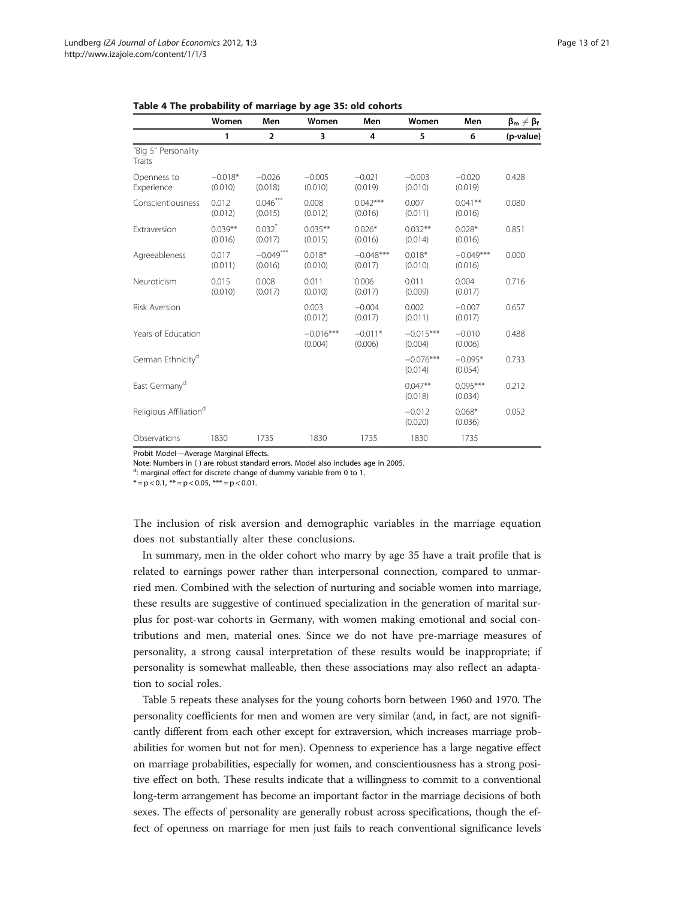**Table 4 The probability of marriage by age 35: old cohorts**

| | Women | Men | Women | Men | Women | Men | $\beta_m \neq \beta_f$ |
|---|---|---|---|---|---|---|---|
| | 1 | 2 | 3 | 4 | 5 | 6 | (p-value) |
| "Big 5" Personality Traits | | | | | | | |
| Openness to Experience | −0.018* (0.010) | −0.026 (0.018) | −0.005 (0.010) | −0.021 (0.019) | −0.003 (0.010) | −0.020 (0.019) | 0.428 |
| Conscientiousness | 0.012 (0.012) | 0.046*** (0.015) | 0.008 (0.012) | 0.042*** (0.016) | 0.007 (0.011) | 0.041** (0.016) | 0.080 |
| Extraversion | 0.039** (0.016) | 0.032* (0.017) | 0.035** (0.015) | 0.026* (0.016) | 0.032** (0.014) | 0.028* (0.016) | 0.851 |
| Agreeableness | 0.017 (0.011) | −0.049*** (0.016) | 0.018* (0.010) | −0.048*** (0.017) | 0.018* (0.010) | −0.049*** (0.016) | 0.000 |
| Neuroticism | 0.015 (0.010) | 0.008 (0.017) | 0.011 (0.010) | 0.006 (0.017) | 0.011 (0.009) | 0.004 (0.017) | 0.716 |
| Risk Aversion | | | 0.003 (0.012) | −0.004 (0.017) | 0.002 (0.011) | −0.007 (0.017) | 0.657 |
| Years of Education | | | −0.016*** (0.004) | −0.011* (0.006) | −0.015*** (0.004) | −0.010 (0.006) | 0.488 |
| German Ethnicity[d] | | | | | −0.076*** (0.014) | −0.095* (0.054) | 0.733 |
| East Germany[d] | | | | | 0.047** (0.018) | 0.095*** (0.034) | 0.212 |
| Religious Affiliation[d] | | | | | −0.012 (0.020) | 0.068* (0.036) | 0.052 |
| Observations | 1830 | 1735 | 1830 | 1735 | 1830 | 1735 | |

Probit Model—Average Marginal Effects.
Note: Numbers in ( ) are robust standard errors. Model also includes age in 2005.
[d]: marginal effect for discrete change of dummy variable from 0 to 1.
* = p < 0.1, ** = p < 0.05, *** = p < 0.01.

The inclusion of risk aversion and demographic variables in the marriage equation does not substantially alter these conclusions.

In summary, men in the older cohort who marry by age 35 have a trait profile that is related to earnings power rather than interpersonal connection, compared to unmarried men. Combined with the selection of nurturing and sociable women into marriage, these results are suggestive of continued specialization in the generation of marital surplus for post-war cohorts in Germany, with women making emotional and social contributions and men, material ones. Since we do not have pre-marriage measures of personality, a strong causal interpretation of these results would be inappropriate; if personality is somewhat malleable, then these associations may also reflect an adaptation to social roles.

Table 5 repeats these analyses for the young cohorts born between 1960 and 1970. The personality coefficients for men and women are very similar (and, in fact, are not significantly different from each other except for extraversion, which increases marriage probabilities for women but not for men). Openness to experience has a large negative effect on marriage probabilities, especially for women, and conscientiousness has a strong positive effect on both. These results indicate that a willingness to commit to a conventional long-term arrangement has become an important factor in the marriage decisions of both sexes. The effects of personality are generally robust across specifications, though the effect of openness on marriage for men just fails to reach conventional significance levels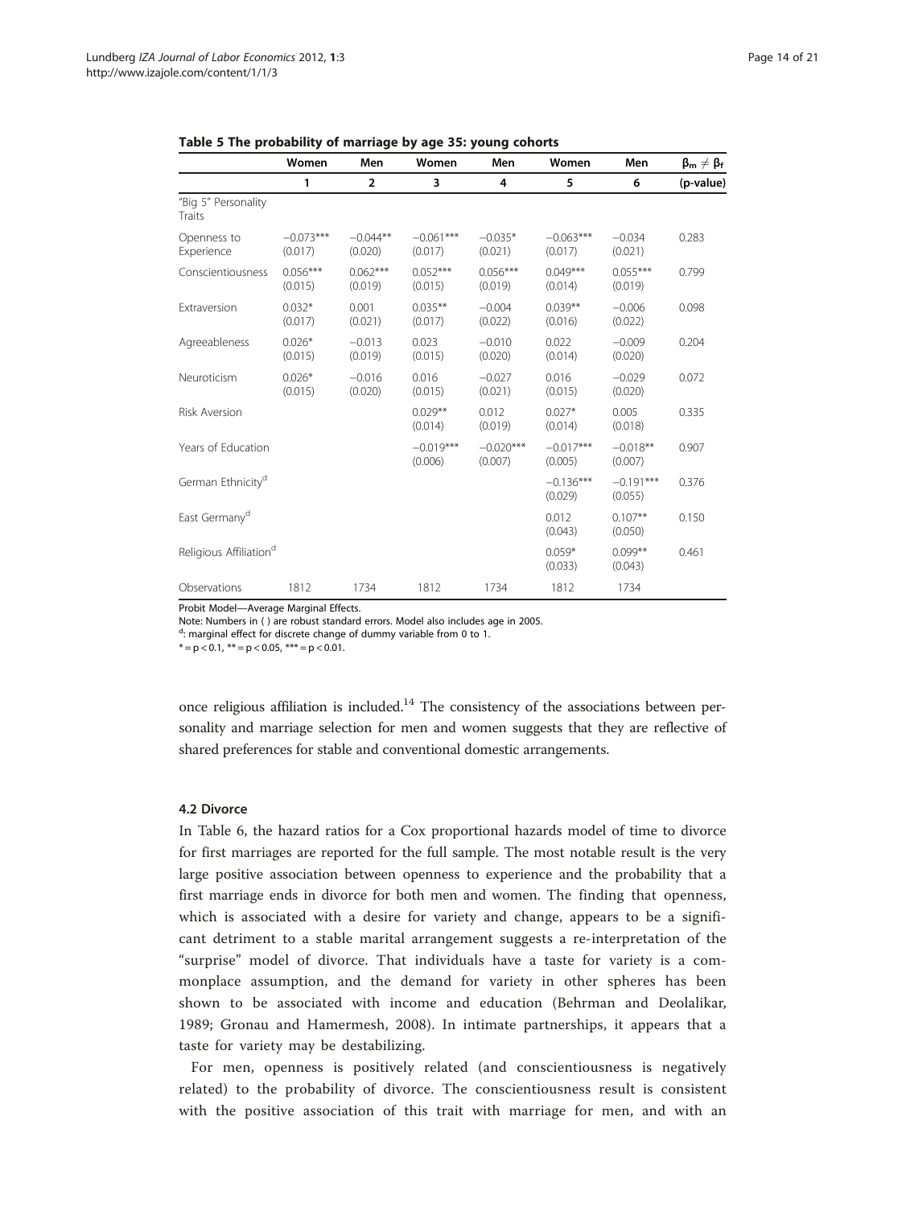**Table 5 The probability of marriage by age 35: young cohorts**

| | Women | Men | Women | Men | Women | Men | $\beta_m \neq \beta_f$ |
|---|---|---|---|---|---|---|---|
| | 1 | 2 | 3 | 4 | 5 | 6 | (p-value) |
| "Big 5" Personality Traits | | | | | | | |
| Openness to Experience | −0.073*** (0.017) | −0.044** (0.020) | −0.061*** (0.017) | −0.035* (0.021) | −0.063*** (0.017) | −0.034 (0.021) | 0.283 |
| Conscientiousness | 0.056*** (0.015) | 0.062*** (0.019) | 0.052*** (0.015) | 0.056*** (0.019) | 0.049*** (0.014) | 0.055*** (0.019) | 0.799 |
| Extraversion | 0.032* (0.017) | 0.001 (0.021) | 0.035** (0.017) | −0.004 (0.022) | 0.039** (0.016) | −0.006 (0.022) | 0.098 |
| Agreeableness | 0.026* (0.015) | −0.013 (0.019) | 0.023 (0.015) | −0.010 (0.020) | 0.022 (0.014) | −0.009 (0.020) | 0.204 |
| Neuroticism | 0.026* (0.015) | −0.016 (0.020) | 0.016 (0.015) | −0.027 (0.021) | 0.016 (0.015) | −0.029 (0.020) | 0.072 |
| Risk Aversion | | | 0.029** (0.014) | 0.012 (0.019) | 0.027* (0.014) | 0.005 (0.018) | 0.335 |
| Years of Education | | | −0.019*** (0.006) | −0.020*** (0.007) | −0.017*** (0.005) | −0.018** (0.007) | 0.907 |
| German Ethnicity[d] | | | | | −0.136*** (0.029) | −0.191*** (0.055) | 0.376 |
| East Germany[d] | | | | | 0.012 (0.043) | 0.107** (0.050) | 0.150 |
| Religious Affiliation[d] | | | | | 0.059* (0.033) | 0.099** (0.043) | 0.461 |
| Observations | 1812 | 1734 | 1812 | 1734 | 1812 | 1734 | |

Probit Model—Average Marginal Effects.
Note: Numbers in ( ) are robust standard errors. Model also includes age in 2005.
[d]: marginal effect for discrete change of dummy variable from 0 to 1.
* = p < 0.1, ** = p < 0.05, *** = p < 0.01.

once religious affiliation is included.[14] The consistency of the associations between personality and marriage selection for men and women suggests that they are reflective of shared preferences for stable and conventional domestic arrangements.

### 4.2 Divorce

In Table 6, the hazard ratios for a Cox proportional hazards model of time to divorce for first marriages are reported for the full sample. The most notable result is the very large positive association between openness to experience and the probability that a first marriage ends in divorce for both men and women. The finding that openness, which is associated with a desire for variety and change, appears to be a significant detriment to a stable marital arrangement suggests a re-interpretation of the "surprise" model of divorce. That individuals have a taste for variety is a commonplace assumption, and the demand for variety in other spheres has been shown to be associated with income and education (Behrman and Deolalikar, 1989; Gronau and Hamermesh, 2008). In intimate partnerships, it appears that a taste for variety may be destabilizing.

For men, openness is positively related (and conscientiousness is negatively related) to the probability of divorce. The conscientiousness result is consistent with the positive association of this trait with marriage for men, and with an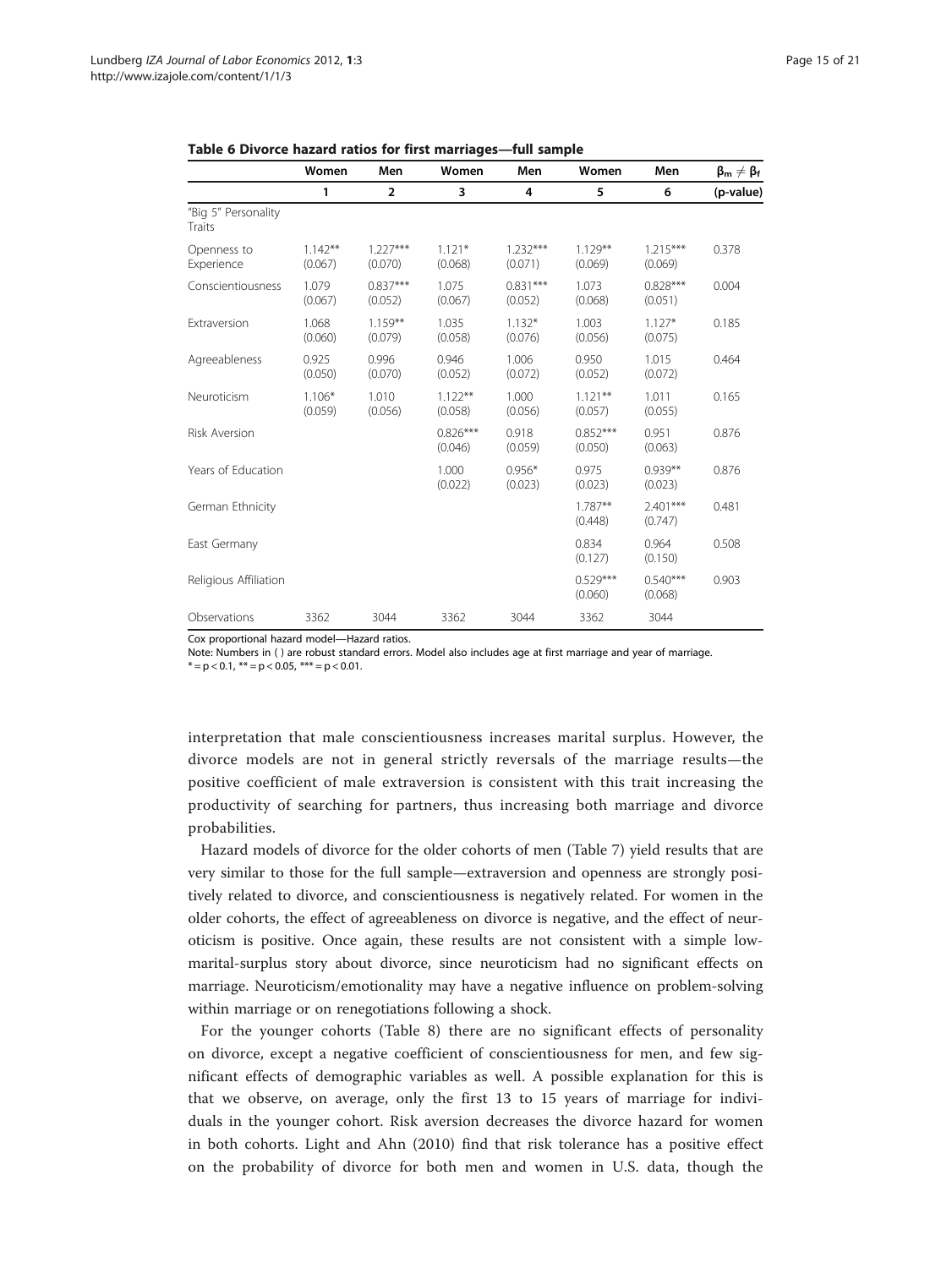**Table 6 Divorce hazard ratios for first marriages—full sample**

| | Women | Men | Women | Men | Women | Men | $\beta_m \neq \beta_f$ |
|---|---|---|---|---|---|---|---|
| | 1 | 2 | 3 | 4 | 5 | 6 | (p-value) |
| "Big 5" Personality Traits | | | | | | | |
| Openness to Experience | 1.142** (0.067) | 1.227*** (0.070) | 1.121* (0.068) | 1.232*** (0.071) | 1.129** (0.069) | 1.215*** (0.069) | 0.378 |
| Conscientiousness | 1.079 (0.067) | 0.837*** (0.052) | 1.075 (0.067) | 0.831*** (0.052) | 1.073 (0.068) | 0.828*** (0.051) | 0.004 |
| Extraversion | 1.068 (0.060) | 1.159** (0.079) | 1.035 (0.058) | 1.132* (0.076) | 1.003 (0.056) | 1.127* (0.075) | 0.185 |
| Agreeableness | 0.925 (0.050) | 0.996 (0.070) | 0.946 (0.052) | 1.006 (0.072) | 0.950 (0.052) | 1.015 (0.072) | 0.464 |
| Neuroticism | 1.106* (0.059) | 1.010 (0.056) | 1.122** (0.058) | 1.000 (0.056) | 1.121** (0.057) | 1.011 (0.055) | 0.165 |
| Risk Aversion | | | 0.826*** (0.046) | 0.918 (0.059) | 0.852*** (0.050) | 0.951 (0.063) | 0.876 |
| Years of Education | | | 1.000 (0.022) | 0.956* (0.023) | 0.975 (0.023) | 0.939** (0.023) | 0.876 |
| German Ethnicity | | | | | 1.787** (0.448) | 2.401*** (0.747) | 0.481 |
| East Germany | | | | | 0.834 (0.127) | 0.964 (0.150) | 0.508 |
| Religious Affiliation | | | | | 0.529*** (0.060) | 0.540*** (0.068) | 0.903 |
| Observations | 3362 | 3044 | 3362 | 3044 | 3362 | 3044 | |

Cox proportional hazard model—Hazard ratios.
Note: Numbers in ( ) are robust standard errors. Model also includes age at first marriage and year of marriage.
* = $p < 0.1$, ** = $p < 0.05$, *** = $p < 0.01$.

interpretation that male conscientiousness increases marital surplus. However, the divorce models are not in general strictly reversals of the marriage results—the positive coefficient of male extraversion is consistent with this trait increasing the productivity of searching for partners, thus increasing both marriage and divorce probabilities.

Hazard models of divorce for the older cohorts of men (Table 7) yield results that are very similar to those for the full sample—extraversion and openness are strongly positively related to divorce, and conscientiousness is negatively related. For women in the older cohorts, the effect of agreeableness on divorce is negative, and the effect of neuroticism is positive. Once again, these results are not consistent with a simple low-marital-surplus story about divorce, since neuroticism had no significant effects on marriage. Neuroticism/emotionality may have a negative influence on problem-solving within marriage or on renegotiations following a shock.

For the younger cohorts (Table 8) there are no significant effects of personality on divorce, except a negative coefficient of conscientiousness for men, and few significant effects of demographic variables as well. A possible explanation for this is that we observe, on average, only the first 13 to 15 years of marriage for individuals in the younger cohort. Risk aversion decreases the divorce hazard for women in both cohorts. Light and Ahn (2010) find that risk tolerance has a positive effect on the probability of divorce for both men and women in U.S. data, though the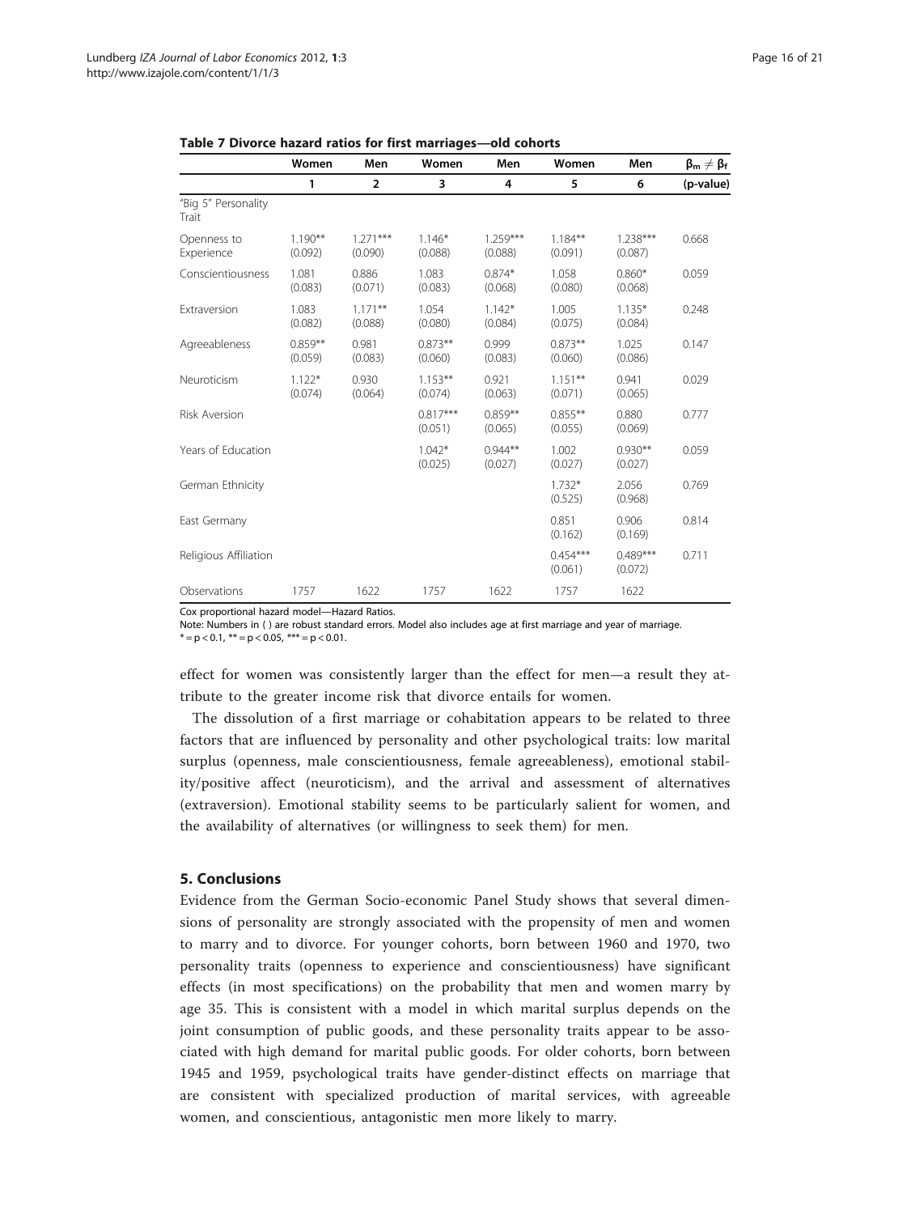**Table 7 Divorce hazard ratios for first marriages—old cohorts**

| | Women | Men | Women | Men | Women | Men | $\beta_m \neq \beta_f$ |
|---|---|---|---|---|---|---|---|
| | 1 | 2 | 3 | 4 | 5 | 6 | (p-value) |
| "Big 5" Personality Trait | | | | | | | |
| Openness to Experience | 1.190** (0.092) | 1.271*** (0.090) | 1.146* (0.088) | 1.259*** (0.088) | 1.184** (0.091) | 1.238*** (0.087) | 0.668 |
| Conscientiousness | 1.081 (0.083) | 0.886 (0.071) | 1.083 (0.083) | 0.874* (0.068) | 1.058 (0.080) | 0.860* (0.068) | 0.059 |
| Extraversion | 1.083 (0.082) | 1.171** (0.088) | 1.054 (0.080) | 1.142* (0.084) | 1.005 (0.075) | 1.135* (0.084) | 0.248 |
| Agreeableness | 0.859** (0.059) | 0.981 (0.083) | 0.873** (0.060) | 0.999 (0.083) | 0.873** (0.060) | 1.025 (0.086) | 0.147 |
| Neuroticism | 1.122* (0.074) | 0.930 (0.064) | 1.153** (0.074) | 0.921 (0.063) | 1.151** (0.071) | 0.941 (0.065) | 0.029 |
| Risk Aversion | | | 0.817*** (0.051) | 0.859** (0.065) | 0.855** (0.055) | 0.880 (0.069) | 0.777 |
| Years of Education | | | 1.042* (0.025) | 0.944** (0.027) | 1.002 (0.027) | 0.930** (0.027) | 0.059 |
| German Ethnicity | | | | | 1.732* (0.525) | 2.056 (0.968) | 0.769 |
| East Germany | | | | | 0.851 (0.162) | 0.906 (0.169) | 0.814 |
| Religious Affiliation | | | | | 0.454*** (0.061) | 0.489*** (0.072) | 0.711 |
| Observations | 1757 | 1622 | 1757 | 1622 | 1757 | 1622 | |

Cox proportional hazard model—Hazard Ratios.
Note: Numbers in ( ) are robust standard errors. Model also includes age at first marriage and year of marriage.
* = $p < 0.1$, ** = $p < 0.05$, *** = $p < 0.01$.

effect for women was consistently larger than the effect for men—a result they attribute to the greater income risk that divorce entails for women.

The dissolution of a first marriage or cohabitation appears to be related to three factors that are influenced by personality and other psychological traits: low marital surplus (openness, male conscientiousness, female agreeableness), emotional stability/positive affect (neuroticism), and the arrival and assessment of alternatives (extraversion). Emotional stability seems to be particularly salient for women, and the availability of alternatives (or willingness to seek them) for men.

## 5. Conclusions

Evidence from the German Socio-economic Panel Study shows that several dimensions of personality are strongly associated with the propensity of men and women to marry and to divorce. For younger cohorts, born between 1960 and 1970, two personality traits (openness to experience and conscientiousness) have significant effects (in most specifications) on the probability that men and women marry by age 35. This is consistent with a model in which marital surplus depends on the joint consumption of public goods, and these personality traits appear to be associated with high demand for marital public goods. For older cohorts, born between 1945 and 1959, psychological traits have gender-distinct effects on marriage that are consistent with specialized production of marital services, with agreeable women, and conscientious, antagonistic men more likely to marry.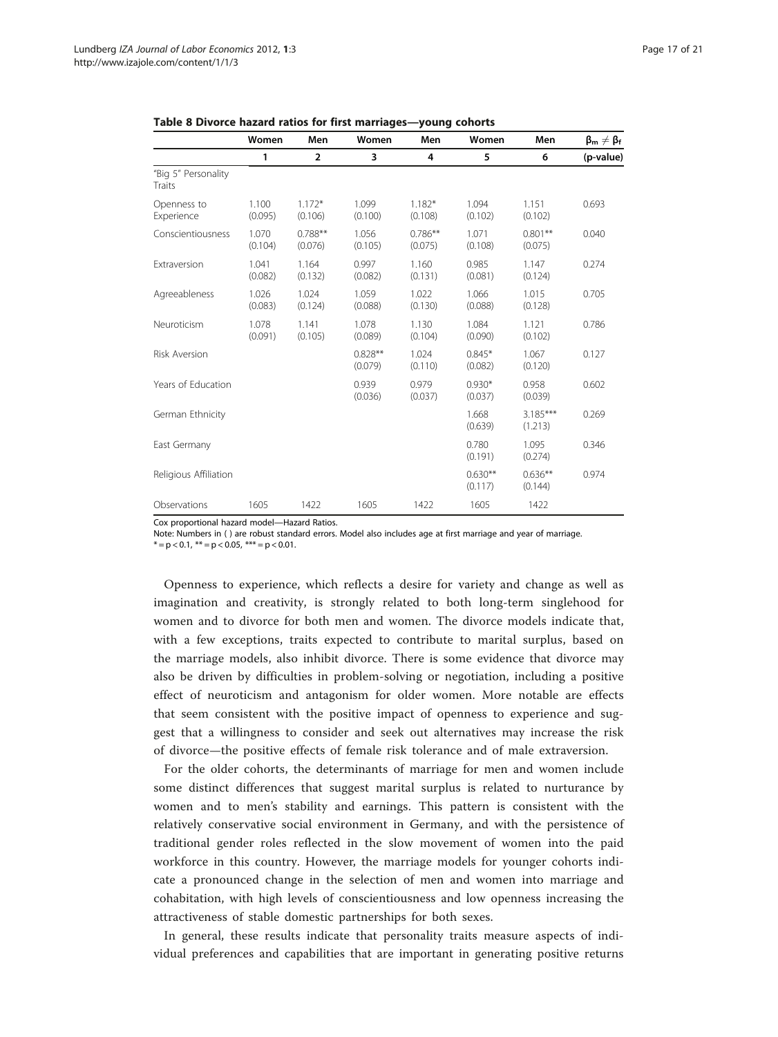**Table 8 Divorce hazard ratios for first marriages—young cohorts**

| | Women | Men | Women | Men | Women | Men | $\beta_m \neq \beta_f$ |
|---|---|---|---|---|---|---|---|
| | 1 | 2 | 3 | 4 | 5 | 6 | (p-value) |
| "Big 5" Personality Traits | | | | | | | |
| Openness to Experience | 1.100 (0.095) | 1.172* (0.106) | 1.099 (0.100) | 1.182* (0.108) | 1.094 (0.102) | 1.151 (0.102) | 0.693 |
| Conscientiousness | 1.070 (0.104) | 0.788** (0.076) | 1.056 (0.105) | 0.786** (0.075) | 1.071 (0.108) | 0.801** (0.075) | 0.040 |
| Extraversion | 1.041 (0.082) | 1.164 (0.132) | 0.997 (0.082) | 1.160 (0.131) | 0.985 (0.081) | 1.147 (0.124) | 0.274 |
| Agreeableness | 1.026 (0.083) | 1.024 (0.124) | 1.059 (0.088) | 1.022 (0.130) | 1.066 (0.088) | 1.015 (0.128) | 0.705 |
| Neuroticism | 1.078 (0.091) | 1.141 (0.105) | 1.078 (0.089) | 1.130 (0.104) | 1.084 (0.090) | 1.121 (0.102) | 0.786 |
| Risk Aversion | | | 0.828** (0.079) | 1.024 (0.110) | 0.845* (0.082) | 1.067 (0.120) | 0.127 |
| Years of Education | | | 0.939 (0.036) | 0.979 (0.037) | 0.930* (0.037) | 0.958 (0.039) | 0.602 |
| German Ethnicity | | | | | 1.668 (0.639) | 3.185*** (1.213) | 0.269 |
| East Germany | | | | | 0.780 (0.191) | 1.095 (0.274) | 0.346 |
| Religious Affiliation | | | | | 0.630** (0.117) | 0.636** (0.144) | 0.974 |
| Observations | 1605 | 1422 | 1605 | 1422 | 1605 | 1422 | |

Cox proportional hazard model—Hazard Ratios.
Note: Numbers in ( ) are robust standard errors. Model also includes age at first marriage and year of marriage.
* = p < 0.1, ** = p < 0.05, *** = p < 0.01.

Openness to experience, which reflects a desire for variety and change as well as imagination and creativity, is strongly related to both long-term singlehood for women and to divorce for both men and women. The divorce models indicate that, with a few exceptions, traits expected to contribute to marital surplus, based on the marriage models, also inhibit divorce. There is some evidence that divorce may also be driven by difficulties in problem-solving or negotiation, including a positive effect of neuroticism and antagonism for older women. More notable are effects that seem consistent with the positive impact of openness to experience and suggest that a willingness to consider and seek out alternatives may increase the risk of divorce—the positive effects of female risk tolerance and of male extraversion.

For the older cohorts, the determinants of marriage for men and women include some distinct differences that suggest marital surplus is related to nurturance by women and to men's stability and earnings. This pattern is consistent with the relatively conservative social environment in Germany, and with the persistence of traditional gender roles reflected in the slow movement of women into the paid workforce in this country. However, the marriage models for younger cohorts indicate a pronounced change in the selection of men and women into marriage and cohabitation, with high levels of conscientiousness and low openness increasing the attractiveness of stable domestic partnerships for both sexes.

In general, these results indicate that personality traits measure aspects of individual preferences and capabilities that are important in generating positive returns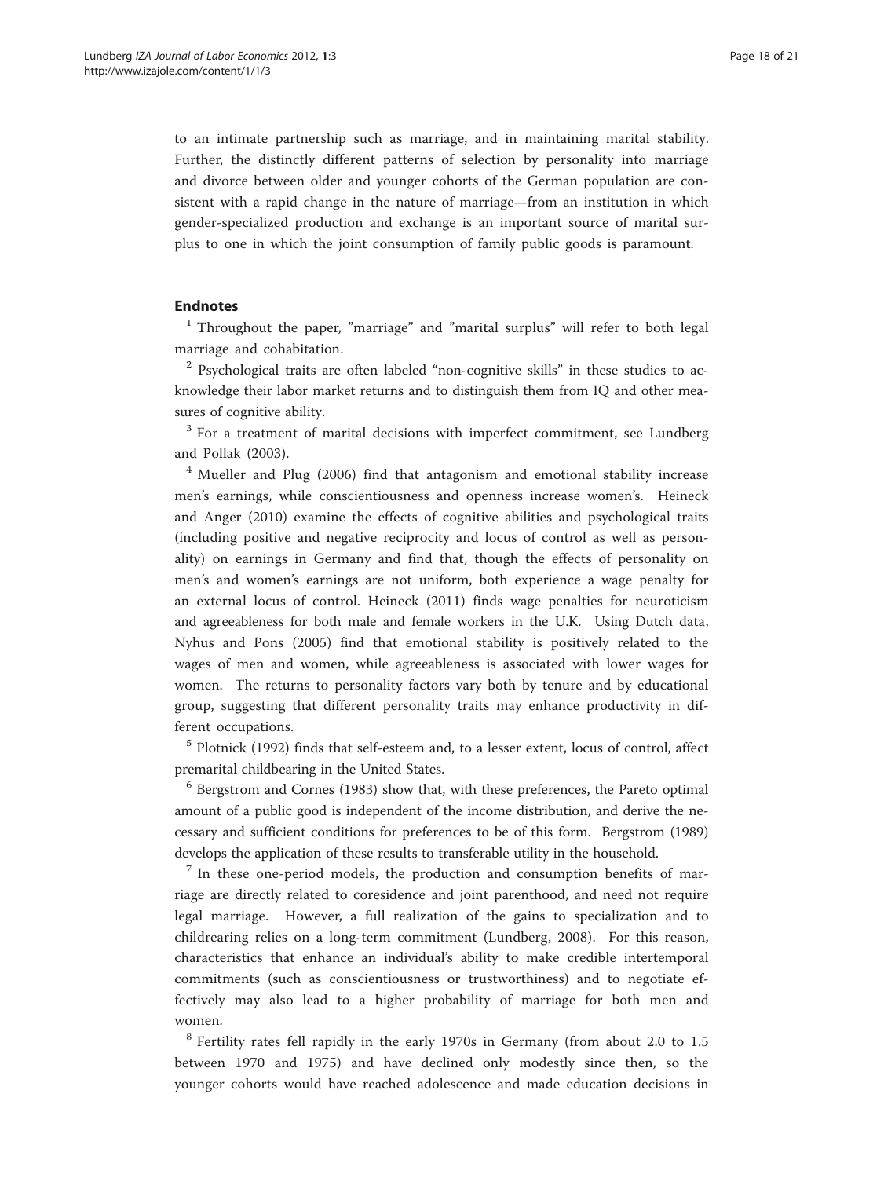to an intimate partnership such as marriage, and in maintaining marital stability. Further, the distinctly different patterns of selection by personality into marriage and divorce between older and younger cohorts of the German population are consistent with a rapid change in the nature of marriage—from an institution in which gender-specialized production and exchange is an important source of marital surplus to one in which the joint consumption of family public goods is paramount.

## Endnotes

[1] Throughout the paper, "marriage" and "marital surplus" will refer to both legal marriage and cohabitation.

[2] Psychological traits are often labeled "non-cognitive skills" in these studies to acknowledge their labor market returns and to distinguish them from IQ and other measures of cognitive ability.

[3] For a treatment of marital decisions with imperfect commitment, see Lundberg and Pollak (2003).

[4] Mueller and Plug (2006) find that antagonism and emotional stability increase men's earnings, while conscientiousness and openness increase women's. Heineck and Anger (2010) examine the effects of cognitive abilities and psychological traits (including positive and negative reciprocity and locus of control as well as personality) on earnings in Germany and find that, though the effects of personality on men's and women's earnings are not uniform, both experience a wage penalty for an external locus of control. Heineck (2011) finds wage penalties for neuroticism and agreeableness for both male and female workers in the U.K. Using Dutch data, Nyhus and Pons (2005) find that emotional stability is positively related to the wages of men and women, while agreeableness is associated with lower wages for women. The returns to personality factors vary both by tenure and by educational group, suggesting that different personality traits may enhance productivity in different occupations.

[5] Plotnick (1992) finds that self-esteem and, to a lesser extent, locus of control, affect premarital childbearing in the United States.

[6] Bergstrom and Cornes (1983) show that, with these preferences, the Pareto optimal amount of a public good is independent of the income distribution, and derive the necessary and sufficient conditions for preferences to be of this form. Bergstrom (1989) develops the application of these results to transferable utility in the household.

[7] In these one-period models, the production and consumption benefits of marriage are directly related to coresidence and joint parenthood, and need not require legal marriage. However, a full realization of the gains to specialization and to childrearing relies on a long-term commitment (Lundberg, 2008). For this reason, characteristics that enhance an individual's ability to make credible intertemporal commitments (such as conscientiousness or trustworthiness) and to negotiate effectively may also lead to a higher probability of marriage for both men and women.

[8] Fertility rates fell rapidly in the early 1970s in Germany (from about 2.0 to 1.5 between 1970 and 1975) and have declined only modestly since then, so the younger cohorts would have reached adolescence and made education decisions in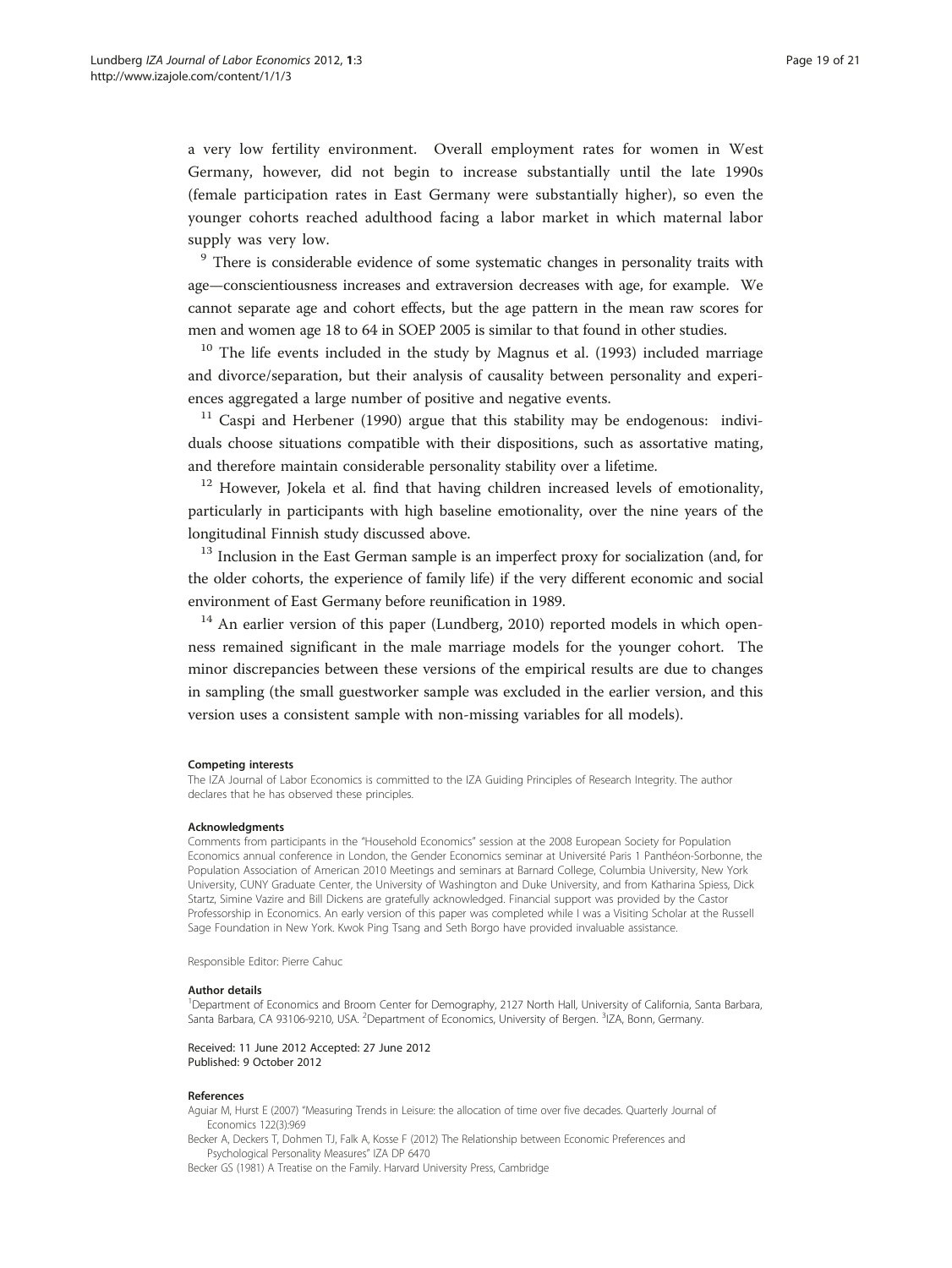a very low fertility environment. Overall employment rates for women in West Germany, however, did not begin to increase substantially until the late 1990s (female participation rates in East Germany were substantially higher), so even the younger cohorts reached adulthood facing a labor market in which maternal labor supply was very low.

[9] There is considerable evidence of some systematic changes in personality traits with age—conscientiousness increases and extraversion decreases with age, for example. We cannot separate age and cohort effects, but the age pattern in the mean raw scores for men and women age 18 to 64 in SOEP 2005 is similar to that found in other studies.

[10] The life events included in the study by Magnus et al. (1993) included marriage and divorce/separation, but their analysis of causality between personality and experiences aggregated a large number of positive and negative events.

[11] Caspi and Herbener (1990) argue that this stability may be endogenous: individuals choose situations compatible with their dispositions, such as assortative mating, and therefore maintain considerable personality stability over a lifetime.

[12] However, Jokela et al. find that having children increased levels of emotionality, particularly in participants with high baseline emotionality, over the nine years of the longitudinal Finnish study discussed above.

[13] Inclusion in the East German sample is an imperfect proxy for socialization (and, for the older cohorts, the experience of family life) if the very different economic and social environment of East Germany before reunification in 1989.

[14] An earlier version of this paper (Lundberg, 2010) reported models in which openness remained significant in the male marriage models for the younger cohort. The minor discrepancies between these versions of the empirical results are due to changes in sampling (the small guestworker sample was excluded in the earlier version, and this version uses a consistent sample with non-missing variables for all models).

#### Competing interests

The IZA Journal of Labor Economics is committed to the IZA Guiding Principles of Research Integrity. The author declares that he has observed these principles.

#### Acknowledgments

Comments from participants in the "Household Economics" session at the 2008 European Society for Population Economics annual conference in London, the Gender Economics seminar at Université Paris 1 Panthéon-Sorbonne, the Population Association of American 2010 Meetings and seminars at Barnard College, Columbia University, New York University, CUNY Graduate Center, the University of Washington and Duke University, and from Katharina Spiess, Dick Startz, Simine Vazire and Bill Dickens are gratefully acknowledged. Financial support was provided by the Castor Professorship in Economics. An early version of this paper was completed while I was a Visiting Scholar at the Russell Sage Foundation in New York. Kwok Ping Tsang and Seth Borgo have provided invaluable assistance.

Responsible Editor: Pierre Cahuc

#### Author details

[1]Department of Economics and Broom Center for Demography, 2127 North Hall, University of California, Santa Barbara, Santa Barbara, CA 93106-9210, USA. [2]Department of Economics, University of Bergen. [3]IZA, Bonn, Germany.

Received: 11 June 2012 Accepted: 27 June 2012
Published: 9 October 2012

#### References

Aguiar M, Hurst E (2007) "Measuring Trends in Leisure: the allocation of time over five decades. Quarterly Journal of Economics 122(3):969

Becker A, Deckers T, Dohmen TJ, Falk A, Kosse F (2012) The Relationship between Economic Preferences and Psychological Personality Measures" IZA DP 6470

Becker GS (1981) A Treatise on the Family. Harvard University Press, Cambridge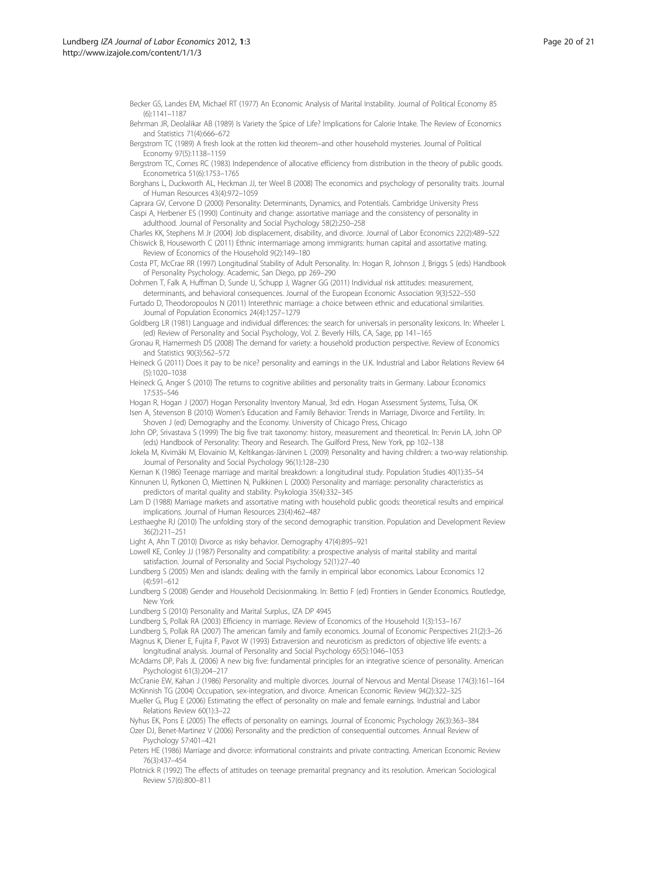Becker GS, Landes EM, Michael RT (1977) An Economic Analysis of Marital Instability. Journal of Political Economy 85 (6):1141–1187

Behrman JR, Deolalikar AB (1989) Is Variety the Spice of Life? Implications for Calorie Intake. The Review of Economics and Statistics 71(4):666–672

Bergstrom TC (1989) A fresh look at the rotten kid theorem–and other household mysteries. Journal of Political Economy 97(5):1138–1159

Bergstrom TC, Cornes RC (1983) Independence of allocative efficiency from distribution in the theory of public goods. Econometrica 51(6):1753–1765

Borghans L, Duckworth AL, Heckman JJ, ter Weel B (2008) The economics and psychology of personality traits. Journal of Human Resources 43(4):972–1059

Caprara GV, Cervone D (2000) Personality: Determinants, Dynamics, and Potentials. Cambridge University Press

Caspi A, Herbener ES (1990) Continuity and change: assortative marriage and the consistency of personality in adulthood. Journal of Personality and Social Psychology 58(2):250–258

Charles KK, Stephens M Jr (2004) Job displacement, disability, and divorce. Journal of Labor Economics 22(2):489–522

Chiswick B, Houseworth C (2011) Ethnic intermarriage among immigrants: human capital and assortative mating. Review of Economics of the Household 9(2):149–180

Costa PT, McCrae RR (1997) Longitudinal Stability of Adult Personality. In: Hogan R, Johnson J, Briggs S (eds) Handbook of Personality Psychology. Academic, San Diego, pp 269–290

Dohmen T, Falk A, Huffman D, Sunde U, Schupp J, Wagner GG (2011) Individual risk attitudes: measurement, determinants, and behavioral consequences. Journal of the European Economic Association 9(3):522–550

Furtado D, Theodoropoulos N (2011) Interethnic marriage: a choice between ethnic and educational similarities. Journal of Population Economics 24(4):1257–1279

Goldberg LR (1981) Language and individual differences: the search for universals in personality lexicons. In: Wheeler L (ed) Review of Personality and Social Psychology, Vol. 2. Beverly Hills, CA, Sage, pp 141–165

Gronau R, Hamermesh DS (2008) The demand for variety: a household production perspective. Review of Economics and Statistics 90(3):562–572

Heineck G (2011) Does it pay to be nice? personality and earnings in the U.K. Industrial and Labor Relations Review 64 (5):1020–1038

Heineck G, Anger S (2010) The returns to cognitive abilities and personality traits in Germany. Labour Economics 17:535–546

Hogan R, Hogan J (2007) Hogan Personality Inventory Manual, 3rd edn. Hogan Assessment Systems, Tulsa, OK

Isen A, Stevenson B (2010) Women's Education and Family Behavior: Trends in Marriage, Divorce and Fertility. In: Shoven J (ed) Demography and the Economy. University of Chicago Press, Chicago

John OP, Srivastava S (1999) The big five trait taxonomy: history, measurement and theoretical. In: Pervin LA, John OP (eds) Handbook of Personality: Theory and Research. The Guilford Press, New York, pp 102–138

Jokela M, Kivimäki M, Elovainio M, Keltikangas-Järvinen L (2009) Personality and having children: a two-way relationship. Journal of Personality and Social Psychology 96(1):128–230

Kiernan K (1986) Teenage marriage and marital breakdown: a longitudinal study. Population Studies 40(1):35–54

Kinnunen U, Rytkonen O, Miettinen N, Pulkkinen L (2000) Personality and marriage: personality characteristics as predictors of marital quality and stability. Psykologia 35(4):332–345

Lam D (1988) Marriage markets and assortative mating with household public goods: theoretical results and empirical implications. Journal of Human Resources 23(4):462–487

Lesthaeghe RJ (2010) The unfolding story of the second demographic transition. Population and Development Review 36(2):211–251

Light A, Ahn T (2010) Divorce as risky behavior. Demography 47(4):895–921

Lowell KE, Conley JJ (1987) Personality and compatibility: a prospective analysis of marital stability and marital satisfaction. Journal of Personality and Social Psychology 52(1):27–40

Lundberg S (2005) Men and islands: dealing with the family in empirical labor economics. Labour Economics 12 (4):591–612

Lundberg S (2008) Gender and Household Decisionmaking. In: Bettio F (ed) Frontiers in Gender Economics. Routledge, New York

Lundberg S (2010) Personality and Marital Surplus., IZA DP 4945

Lundberg S, Pollak RA (2003) Efficiency in marriage. Review of Economics of the Household 1(3):153–167

Lundberg S, Pollak RA (2007) The american family and family economics. Journal of Economic Perspectives 21(2):3–26

Magnus K, Diener E, Fujita F, Pavot W (1993) Extraversion and neuroticism as predictors of objective life events: a longitudinal analysis. Journal of Personality and Social Psychology 65(5):1046–1053

McAdams DP, Pals JL (2006) A new big five: fundamental principles for an integrative science of personality. American Psychologist 61(3):204–217

McCranie EW, Kahan J (1986) Personality and multiple divorces. Journal of Nervous and Mental Disease 174(3):161–164

McKinnish TG (2004) Occupation, sex-integration, and divorce. American Economic Review 94(2):322–325

Mueller G, Plug E (2006) Estimating the effect of personality on male and female earnings. Industrial and Labor Relations Review 60(1):3–22

Nyhus EK, Pons E (2005) The effects of personality on earnings. Journal of Economic Psychology 26(3):363–384

Ozer DJ, Benet-Martinez V (2006) Personality and the prediction of consequential outcomes. Annual Review of Psychology 57:401–421

Peters HE (1986) Marriage and divorce: informational constraints and private contracting. American Economic Review 76(3):437–454

Plotnick R (1992) The effects of attitudes on teenage premarital pregnancy and its resolution. American Sociological Review 57(6):800–811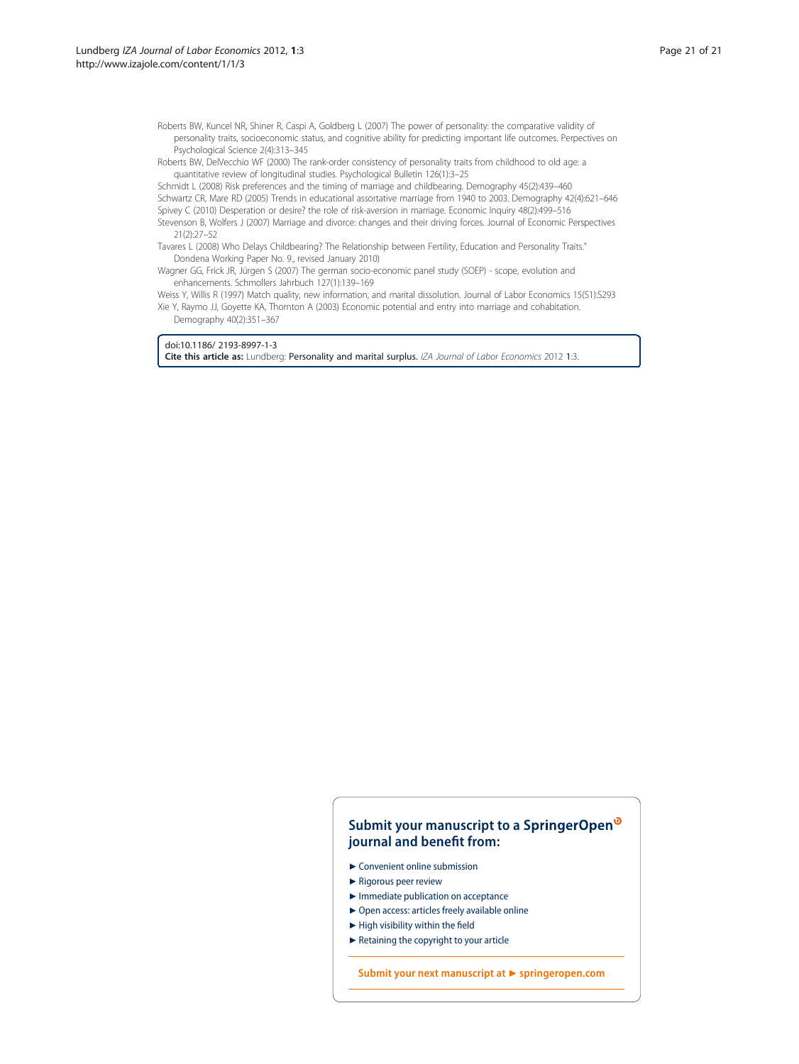Roberts BW, Kuncel NR, Shiner R, Caspi A, Goldberg L (2007) The power of personality: the comparative validity of personality traits, socioeconomic status, and cognitive ability for predicting important life outcomes. Perpectives on Psychological Science 2(4):313–345

Roberts BW, DelVecchio WF (2000) The rank-order consistency of personality traits from childhood to old age: a quantitative review of longitudinal studies. Psychological Bulletin 126(1):3–25

Schmidt L (2008) Risk preferences and the timing of marriage and childbearing. Demography 45(2):439–460

Schwartz CR, Mare RD (2005) Trends in educational assortative marriage from 1940 to 2003. Demography 42(4):621–646

Spivey C (2010) Desperation or desire? the role of risk-aversion in marriage. Economic Inquiry 48(2):499–516

Stevenson B, Wolfers J (2007) Marriage and divorce: changes and their driving forces. Journal of Economic Perspectives 21(2):27–52

Tavares L (2008) Who Delays Childbearing? The Relationship between Fertility, Education and Personality Traits." Dondena Working Paper No. 9., revised January 2010)

Wagner GG, Frick JR, Jürgen S (2007) The german socio-economic panel study (SOEP) - scope, evolution and enhancements. Schmollers Jahrbuch 127(1):139–169

Weiss Y, Willis R (1997) Match quality, new information, and marital dissolution. Journal of Labor Economics 15(S1):S293

Xie Y, Raymo JJ, Goyette KA, Thornton A (2003) Economic potential and entry into marriage and cohabitation. Demography 40(2):351–367

doi:10.1186/ 2193-8997-1-3

**Cite this article as:** Lundberg: **Personality and marital surplus.** *IZA Journal of Labor Economics* 2012 **1**:3.

**Submit your manuscript to a SpringerOpen journal and benefit from:**

- ► Convenient online submission
- ► Rigorous peer review
- ► Immediate publication on acceptance
- ► Open access: articles freely available online
- ► High visibility within the field
- ► Retaining the copyright to your article

**Submit your next manuscript at ► springeropen.com**